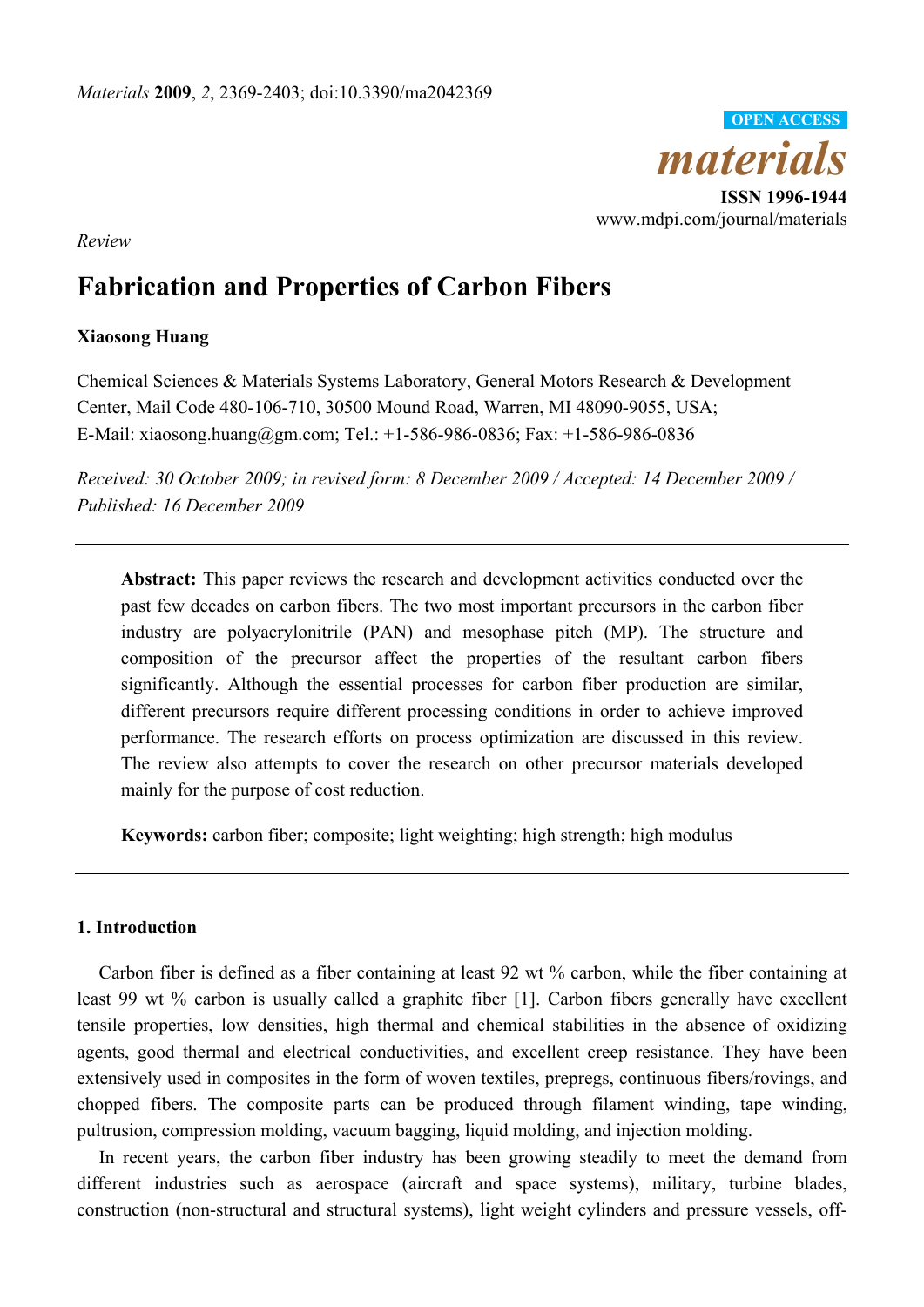*Materials* **2009**, *2*, 2369-2403; doi:10.3390/ma2042369

OPEN ACCESS

*materials*

**ISSN 1996-1944**

www.mdpi.com/journal/materials

*Review*

# Fabrication and Properties of Carbon Fibers

**Xiaosong Huang**

Chemical Sciences & Materials Systems Laboratory, General Motors Research & Development Center, Mail Code 480-106-710, 30500 Mound Road, Warren, MI 48090-9055, USA; E-Mail: xiaosong.huang@gm.com; Tel.: +1-586-986-0836; Fax: +1-586-986-0836

*Received: 30 October 2009; in revised form: 8 December 2009 / Accepted: 14 December 2009 / Published: 16 December 2009*

**Abstract:** This paper reviews the research and development activities conducted over the past few decades on carbon fibers. The two most important precursors in the carbon fiber industry are polyacrylonitrile (PAN) and mesophase pitch (MP). The structure and composition of the precursor affect the properties of the resultant carbon fibers significantly. Although the essential processes for carbon fiber production are similar, different precursors require different processing conditions in order to achieve improved performance. The research efforts on process optimization are discussed in this review. The review also attempts to cover the research on other precursor materials developed mainly for the purpose of cost reduction.

**Keywords:** carbon fiber; composite; light weighting; high strength; high modulus

## 1. Introduction

Carbon fiber is defined as a fiber containing at least 92 wt % carbon, while the fiber containing at least 99 wt % carbon is usually called a graphite fiber [1]. Carbon fibers generally have excellent tensile properties, low densities, high thermal and chemical stabilities in the absence of oxidizing agents, good thermal and electrical conductivities, and excellent creep resistance. They have been extensively used in composites in the form of woven textiles, prepregs, continuous fibers/rovings, and chopped fibers. The composite parts can be produced through filament winding, tape winding, pultrusion, compression molding, vacuum bagging, liquid molding, and injection molding.

In recent years, the carbon fiber industry has been growing steadily to meet the demand from different industries such as aerospace (aircraft and space systems), military, turbine blades, construction (non-structural and structural systems), light weight cylinders and pressure vessels, off-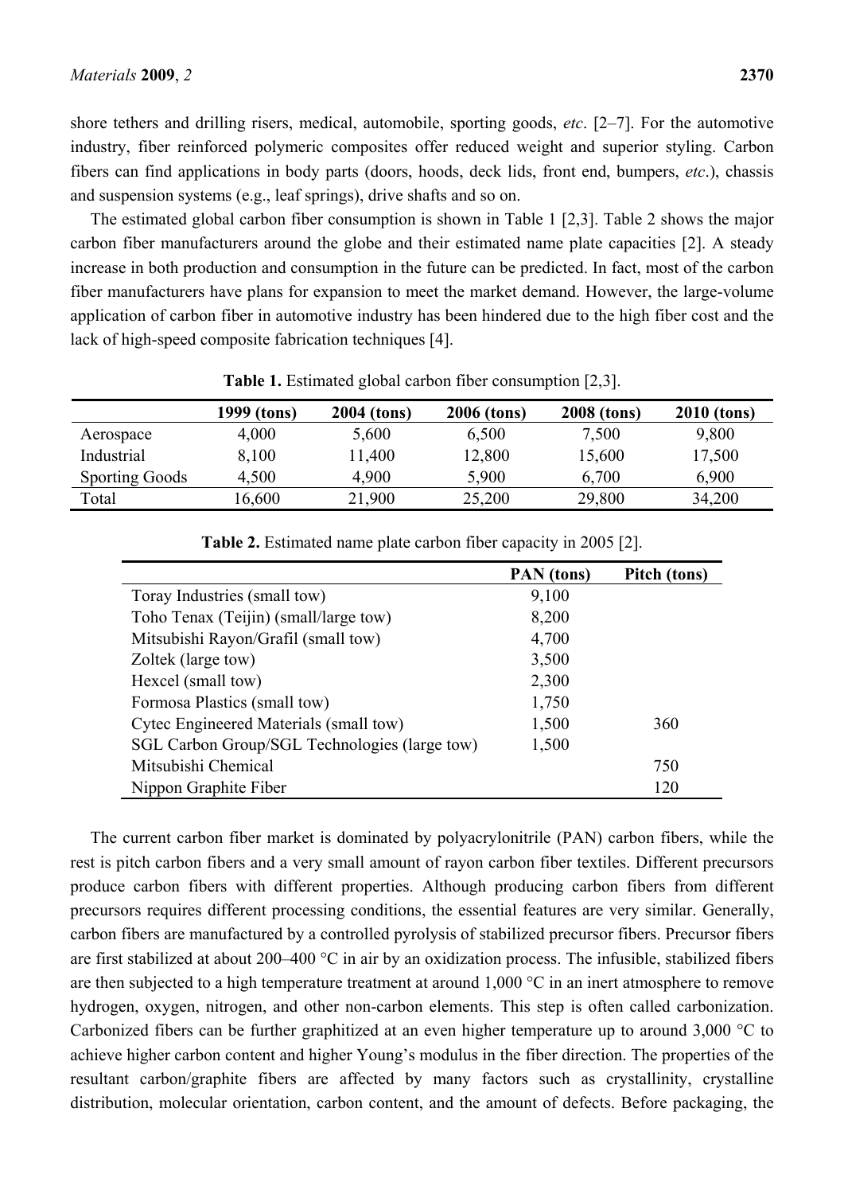shore tethers and drilling risers, medical, automobile, sporting goods, *etc*. [2–7]. For the automotive industry, fiber reinforced polymeric composites offer reduced weight and superior styling. Carbon fibers can find applications in body parts (doors, hoods, deck lids, front end, bumpers, *etc*.), chassis and suspension systems (e.g., leaf springs), drive shafts and so on.

The estimated global carbon fiber consumption is shown in Table 1 [2,3]. Table 2 shows the major carbon fiber manufacturers around the globe and their estimated name plate capacities [2]. A steady increase in both production and consumption in the future can be predicted. In fact, most of the carbon fiber manufacturers have plans for expansion to meet the market demand. However, the large-volume application of carbon fiber in automotive industry has been hindered due to the high fiber cost and the lack of high-speed composite fabrication techniques [4].

**Table 1.** Estimated global carbon fiber consumption [2,3].

| | 1999 (tons) | 2004 (tons) | 2006 (tons) | 2008 (tons) | 2010 (tons) |
|---|---|---|---|---|---|
| Aerospace | 4,000 | 5,600 | 6,500 | 7,500 | 9,800 |
| Industrial | 8,100 | 11,400 | 12,800 | 15,600 | 17,500 |
| Sporting Goods | 4,500 | 4,900 | 5,900 | 6,700 | 6,900 |
| Total | 16,600 | 21,900 | 25,200 | 29,800 | 34,200 |

**Table 2.** Estimated name plate carbon fiber capacity in 2005 [2].

| | PAN (tons) | Pitch (tons) |
|---|---|---|
| Toray Industries (small tow) | 9,100 | |
| Toho Tenax (Teijin) (small/large tow) | 8,200 | |
| Mitsubishi Rayon/Grafil (small tow) | 4,700 | |
| Zoltek (large tow) | 3,500 | |
| Hexcel (small tow) | 2,300 | |
| Formosa Plastics (small tow) | 1,750 | |
| Cytec Engineered Materials (small tow) | 1,500 | 360 |
| SGL Carbon Group/SGL Technologies (large tow) | 1,500 | |
| Mitsubishi Chemical | | 750 |
| Nippon Graphite Fiber | | 120 |

The current carbon fiber market is dominated by polyacrylonitrile (PAN) carbon fibers, while the rest is pitch carbon fibers and a very small amount of rayon carbon fiber textiles. Different precursors produce carbon fibers with different properties. Although producing carbon fibers from different precursors requires different processing conditions, the essential features are very similar. Generally, carbon fibers are manufactured by a controlled pyrolysis of stabilized precursor fibers. Precursor fibers are first stabilized at about 200–400 °C in air by an oxidization process. The infusible, stabilized fibers are then subjected to a high temperature treatment at around 1,000 °C in an inert atmosphere to remove hydrogen, oxygen, nitrogen, and other non-carbon elements. This step is often called carbonization. Carbonized fibers can be further graphitized at an even higher temperature up to around 3,000 °C to achieve higher carbon content and higher Young's modulus in the fiber direction. The properties of the resultant carbon/graphite fibers are affected by many factors such as crystallinity, crystalline distribution, molecular orientation, carbon content, and the amount of defects. Before packaging, the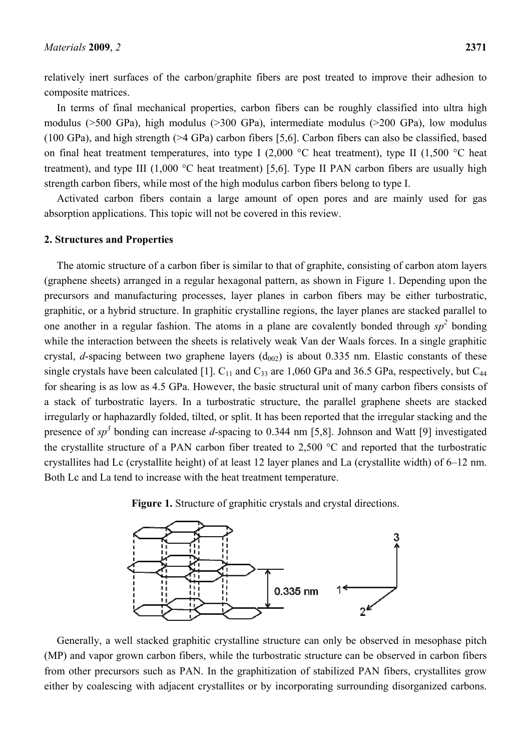relatively inert surfaces of the carbon/graphite fibers are post treated to improve their adhesion to composite matrices.

In terms of final mechanical properties, carbon fibers can be roughly classified into ultra high modulus (>500 GPa), high modulus (>300 GPa), intermediate modulus (>200 GPa), low modulus (100 GPa), and high strength (>4 GPa) carbon fibers [5,6]. Carbon fibers can also be classified, based on final heat treatment temperatures, into type I (2,000 °C heat treatment), type II (1,500 °C heat treatment), and type III (1,000 °C heat treatment) [5,6]. Type II PAN carbon fibers are usually high strength carbon fibers, while most of the high modulus carbon fibers belong to type I.

Activated carbon fibers contain a large amount of open pores and are mainly used for gas absorption applications. This topic will not be covered in this review.

## 2. Structures and Properties

The atomic structure of a carbon fiber is similar to that of graphite, consisting of carbon atom layers (graphene sheets) arranged in a regular hexagonal pattern, as shown in Figure 1. Depending upon the precursors and manufacturing processes, layer planes in carbon fibers may be either turbostratic, graphitic, or a hybrid structure. In graphitic crystalline regions, the layer planes are stacked parallel to one another in a regular fashion. The atoms in a plane are covalently bonded through $sp^2$ bonding while the interaction between the sheets is relatively weak Van der Waals forces. In a single graphitic crystal, *d*-spacing between two graphene layers ($d_{002}$) is about 0.335 nm. Elastic constants of these single crystals have been calculated [1]. $C_{11}$ and $C_{33}$ are 1,060 GPa and 36.5 GPa, respectively, but $C_{44}$ for shearing is as low as 4.5 GPa. However, the basic structural unit of many carbon fibers consists of a stack of turbostratic layers. In a turbostratic structure, the parallel graphene sheets are stacked irregularly or haphazardly folded, tilted, or split. It has been reported that the irregular stacking and the presence of $sp^3$ bonding can increase *d*-spacing to 0.344 nm [5,8]. Johnson and Watt [9] investigated the crystallite structure of a PAN carbon fiber treated to 2,500 °C and reported that the turbostratic crystallites had Lc (crystallite height) of at least 12 layer planes and La (crystallite width) of 6–12 nm. Both Lc and La tend to increase with the heat treatment temperature.

**Figure 1.** Structure of graphitic crystals and crystal directions.

Generally, a well stacked graphitic crystalline structure can only be observed in mesophase pitch (MP) and vapor grown carbon fibers, while the turbostratic structure can be observed in carbon fibers from other precursors such as PAN. In the graphitization of stabilized PAN fibers, crystallites grow either by coalescing with adjacent crystallites or by incorporating surrounding disorganized carbons.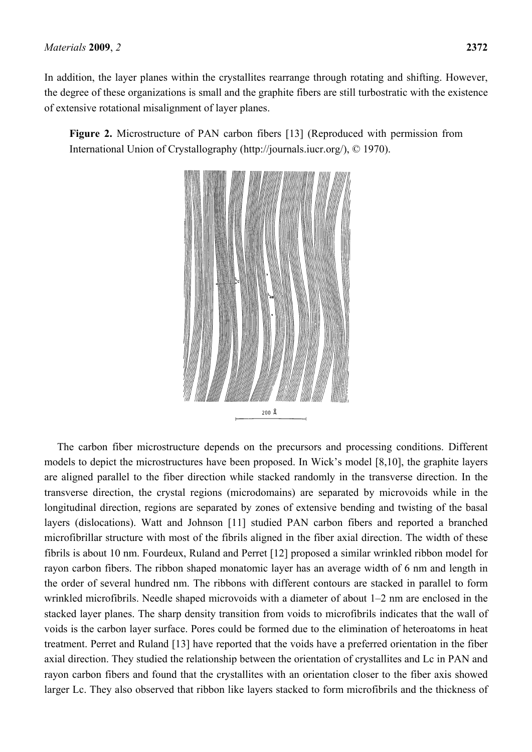In addition, the layer planes within the crystallites rearrange through rotating and shifting. However, the degree of these organizations is small and the graphite fibers are still turbostratic with the existence of extensive rotational misalignment of layer planes.

**Figure 2.** Microstructure of PAN carbon fibers [13] (Reproduced with permission from International Union of Crystallography (http://journals.iucr.org/), © 1970).

The carbon fiber microstructure depends on the precursors and processing conditions. Different models to depict the microstructures have been proposed. In Wick's model [8,10], the graphite layers are aligned parallel to the fiber direction while stacked randomly in the transverse direction. In the transverse direction, the crystal regions (microdomains) are separated by microvoids while in the longitudinal direction, regions are separated by zones of extensive bending and twisting of the basal layers (dislocations). Watt and Johnson [11] studied PAN carbon fibers and reported a branched microfibrillar structure with most of the fibrils aligned in the fiber axial direction. The width of these fibrils is about 10 nm. Fourdeux, Ruland and Perret [12] proposed a similar wrinkled ribbon model for rayon carbon fibers. The ribbon shaped monatomic layer has an average width of 6 nm and length in the order of several hundred nm. The ribbons with different contours are stacked in parallel to form wrinkled microfibrils. Needle shaped microvoids with a diameter of about 1–2 nm are enclosed in the stacked layer planes. The sharp density transition from voids to microfibrils indicates that the wall of voids is the carbon layer surface. Pores could be formed due to the elimination of heteroatoms in heat treatment. Perret and Ruland [13] have reported that the voids have a preferred orientation in the fiber axial direction. They studied the relationship between the orientation of crystallites and $L_c$ in PAN and rayon carbon fibers and found that the crystallites with an orientation closer to the fiber axis showed larger $L_c$. They also observed that ribbon like layers stacked to form microfibrils and the thickness of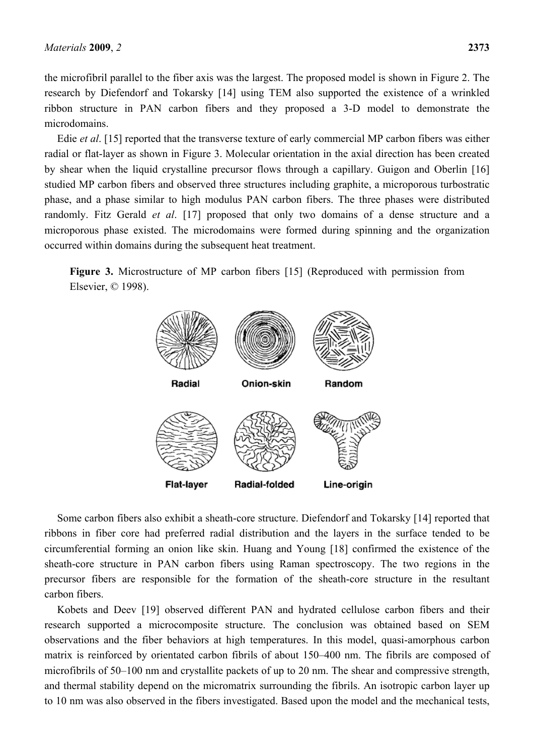the microfibril parallel to the fiber axis was the largest. The proposed model is shown in Figure 2. The research by Diefendorf and Tokarsky [14] using TEM also supported the existence of a wrinkled ribbon structure in PAN carbon fibers and they proposed a 3-D model to demonstrate the microdomains.

Edie *et al*. [15] reported that the transverse texture of early commercial MP carbon fibers was either radial or flat-layer as shown in Figure 3. Molecular orientation in the axial direction has been created by shear when the liquid crystalline precursor flows through a capillary. Guigon and Oberlin [16] studied MP carbon fibers and observed three structures including graphite, a microporous turbostratic phase, and a phase similar to high modulus PAN carbon fibers. The three phases were distributed randomly. Fitz Gerald *et al*. [17] proposed that only two domains of a dense structure and a microporous phase existed. The microdomains were formed during spinning and the organization occurred within domains during the subsequent heat treatment.

**Figure 3.** Microstructure of MP carbon fibers [15] (Reproduced with permission from Elsevier, © 1998).

Radial | Onion-skin | Random

Flat-layer | Radial-folded | Line-origin

Some carbon fibers also exhibit a sheath-core structure. Diefendorf and Tokarsky [14] reported that ribbons in fiber core had preferred radial distribution and the layers in the surface tended to be circumferential forming an onion like skin. Huang and Young [18] confirmed the existence of the sheath-core structure in PAN carbon fibers using Raman spectroscopy. The two regions in the precursor fibers are responsible for the formation of the sheath-core structure in the resultant carbon fibers.

Kobets and Deev [19] observed different PAN and hydrated cellulose carbon fibers and their research supported a microcomposite structure. The conclusion was obtained based on SEM observations and the fiber behaviors at high temperatures. In this model, quasi-amorphous carbon matrix is reinforced by orientated carbon fibrils of about 150–400 nm. The fibrils are composed of microfibrils of 50–100 nm and crystallite packets of up to 20 nm. The shear and compressive strength, and thermal stability depend on the micromatrix surrounding the fibrils. An isotropic carbon layer up to 10 nm was also observed in the fibers investigated. Based upon the model and the mechanical tests,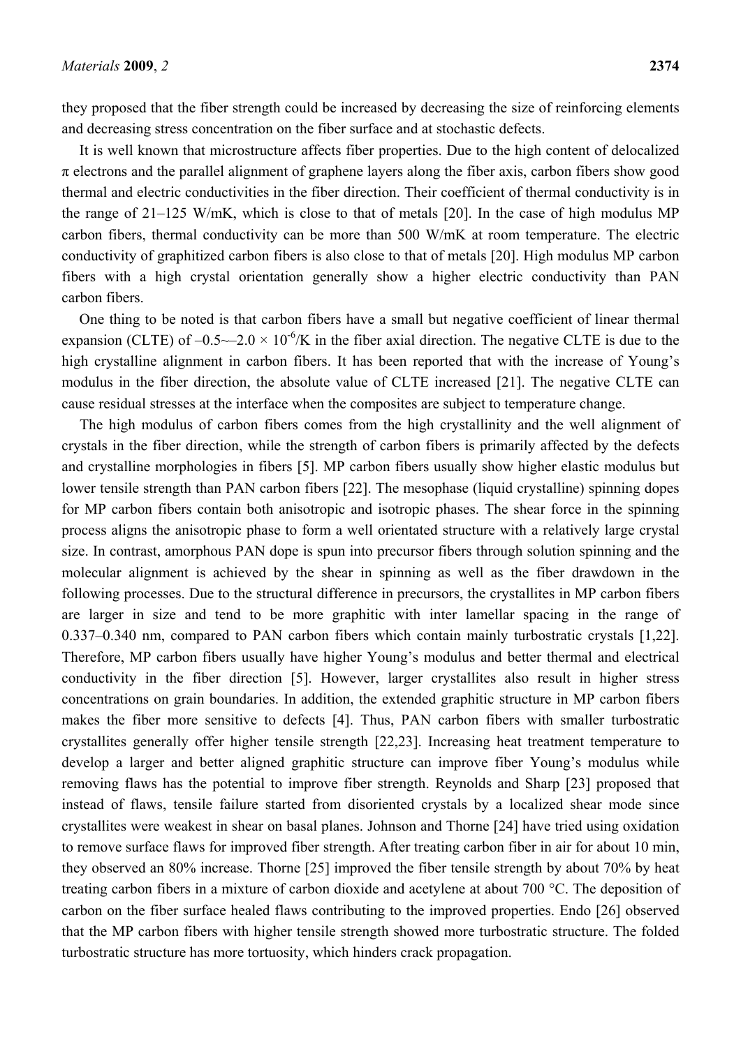they proposed that the fiber strength could be increased by decreasing the size of reinforcing elements and decreasing stress concentration on the fiber surface and at stochastic defects.

It is well known that microstructure affects fiber properties. Due to the high content of delocalized $\pi$ electrons and the parallel alignment of graphene layers along the fiber axis, carbon fibers show good thermal and electric conductivities in the fiber direction. Their coefficient of thermal conductivity is in the range of 21–125 W/mK, which is close to that of metals [20]. In the case of high modulus MP carbon fibers, thermal conductivity can be more than 500 W/mK at room temperature. The electric conductivity of graphitized carbon fibers is also close to that of metals [20]. High modulus MP carbon fibers with a high crystal orientation generally show a higher electric conductivity than PAN carbon fibers.

One thing to be noted is that carbon fibers have a small but negative coefficient of linear thermal expansion (CLTE) of $-0.5\sim-2.0 \times 10^{-6}$/K in the fiber axial direction. The negative CLTE is due to the high crystalline alignment in carbon fibers. It has been reported that with the increase of Young's modulus in the fiber direction, the absolute value of CLTE increased [21]. The negative CLTE can cause residual stresses at the interface when the composites are subject to temperature change.

The high modulus of carbon fibers comes from the high crystallinity and the well alignment of crystals in the fiber direction, while the strength of carbon fibers is primarily affected by the defects and crystalline morphologies in fibers [5]. MP carbon fibers usually show higher elastic modulus but lower tensile strength than PAN carbon fibers [22]. The mesophase (liquid crystalline) spinning dopes for MP carbon fibers contain both anisotropic and isotropic phases. The shear force in the spinning process aligns the anisotropic phase to form a well orientated structure with a relatively large crystal size. In contrast, amorphous PAN dope is spun into precursor fibers through solution spinning and the molecular alignment is achieved by the shear in spinning as well as the fiber drawdown in the following processes. Due to the structural difference in precursors, the crystallites in MP carbon fibers are larger in size and tend to be more graphitic with inter lamellar spacing in the range of 0.337–0.340 nm, compared to PAN carbon fibers which contain mainly turbostratic crystals [1,22]. Therefore, MP carbon fibers usually have higher Young's modulus and better thermal and electrical conductivity in the fiber direction [5]. However, larger crystallites also result in higher stress concentrations on grain boundaries. In addition, the extended graphitic structure in MP carbon fibers makes the fiber more sensitive to defects [4]. Thus, PAN carbon fibers with smaller turbostratic crystallites generally offer higher tensile strength [22,23]. Increasing heat treatment temperature to develop a larger and better aligned graphitic structure can improve fiber Young's modulus while removing flaws has the potential to improve fiber strength. Reynolds and Sharp [23] proposed that instead of flaws, tensile failure started from disoriented crystals by a localized shear mode since crystallites were weakest in shear on basal planes. Johnson and Thorne [24] have tried using oxidation to remove surface flaws for improved fiber strength. After treating carbon fiber in air for about 10 min, they observed an 80% increase. Thorne [25] improved the fiber tensile strength by about 70% by heat treating carbon fibers in a mixture of carbon dioxide and acetylene at about 700 °C. The deposition of carbon on the fiber surface healed flaws contributing to the improved properties. Endo [26] observed that the MP carbon fibers with higher tensile strength showed more turbostratic structure. The folded turbostratic structure has more tortuosity, which hinders crack propagation.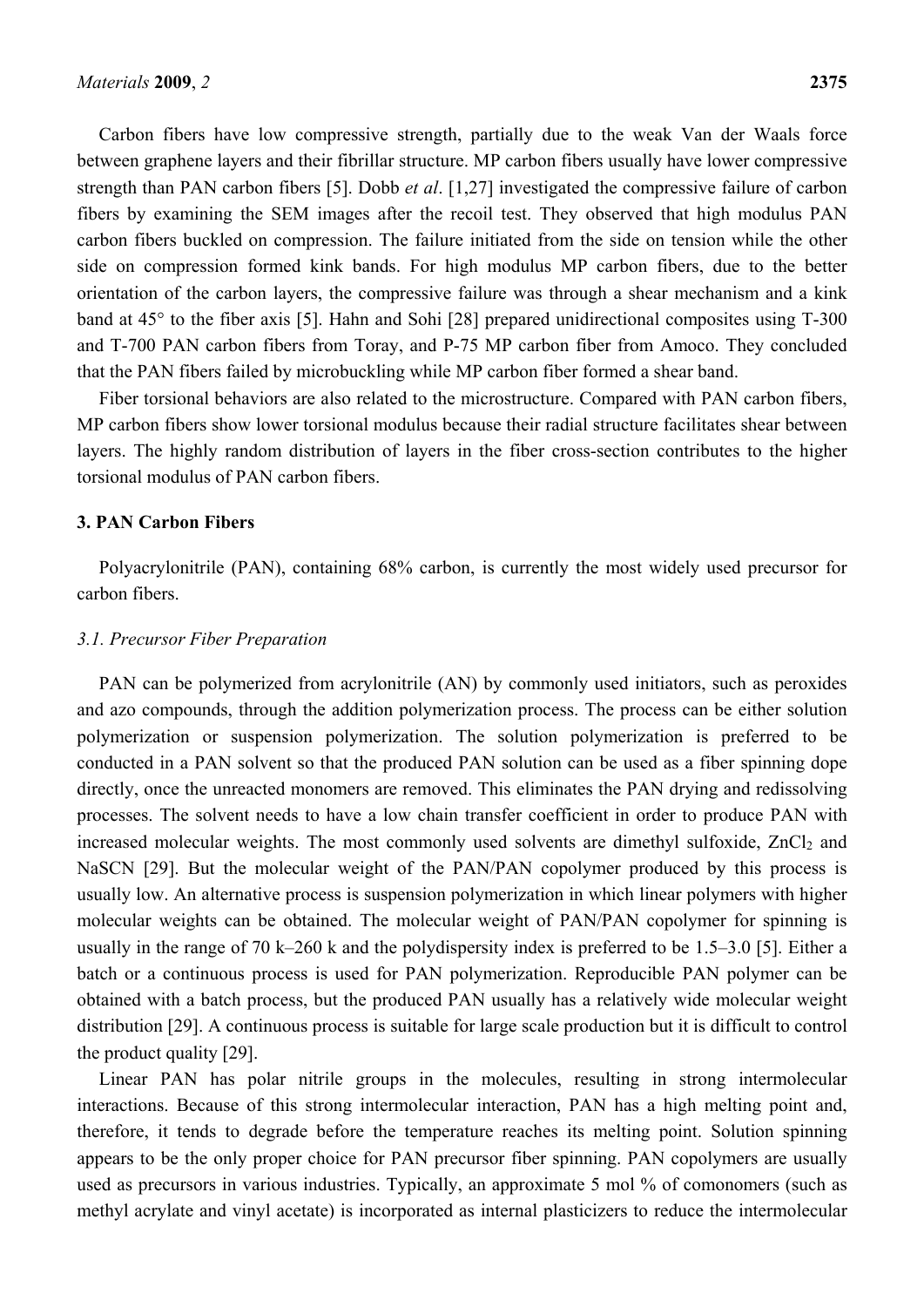Carbon fibers have low compressive strength, partially due to the weak Van der Waals force between graphene layers and their fibrillar structure. MP carbon fibers usually have lower compressive strength than PAN carbon fibers [5]. Dobb *et al*. [1,27] investigated the compressive failure of carbon fibers by examining the SEM images after the recoil test. They observed that high modulus PAN carbon fibers buckled on compression. The failure initiated from the side on tension while the other side on compression formed kink bands. For high modulus MP carbon fibers, due to the better orientation of the carbon layers, the compressive failure was through a shear mechanism and a kink band at 45° to the fiber axis [5]. Hahn and Sohi [28] prepared unidirectional composites using T-300 and T-700 PAN carbon fibers from Toray, and P-75 MP carbon fiber from Amoco. They concluded that the PAN fibers failed by microbuckling while MP carbon fiber formed a shear band.

Fiber torsional behaviors are also related to the microstructure. Compared with PAN carbon fibers, MP carbon fibers show lower torsional modulus because their radial structure facilitates shear between layers. The highly random distribution of layers in the fiber cross-section contributes to the higher torsional modulus of PAN carbon fibers.

## 3. PAN Carbon Fibers

Polyacrylonitrile (PAN), containing 68% carbon, is currently the most widely used precursor for carbon fibers.

### *3.1. Precursor Fiber Preparation*

PAN can be polymerized from acrylonitrile (AN) by commonly used initiators, such as peroxides and azo compounds, through the addition polymerization process. The process can be either solution polymerization or suspension polymerization. The solution polymerization is preferred to be conducted in a PAN solvent so that the produced PAN solution can be used as a fiber spinning dope directly, once the unreacted monomers are removed. This eliminates the PAN drying and redissolving processes. The solvent needs to have a low chain transfer coefficient in order to produce PAN with increased molecular weights. The most commonly used solvents are dimethyl sulfoxide, $ZnCl_2$ and NaSCN [29]. But the molecular weight of the PAN/PAN copolymer produced by this process is usually low. An alternative process is suspension polymerization in which linear polymers with higher molecular weights can be obtained. The molecular weight of PAN/PAN copolymer for spinning is usually in the range of 70 k–260 k and the polydispersity index is preferred to be 1.5–3.0 [5]. Either a batch or a continuous process is used for PAN polymerization. Reproducible PAN polymer can be obtained with a batch process, but the produced PAN usually has a relatively wide molecular weight distribution [29]. A continuous process is suitable for large scale production but it is difficult to control the product quality [29].

Linear PAN has polar nitrile groups in the molecules, resulting in strong intermolecular interactions. Because of this strong intermolecular interaction, PAN has a high melting point and, therefore, it tends to degrade before the temperature reaches its melting point. Solution spinning appears to be the only proper choice for PAN precursor fiber spinning. PAN copolymers are usually used as precursors in various industries. Typically, an approximate 5 mol % of comonomers (such as methyl acrylate and vinyl acetate) is incorporated as internal plasticizers to reduce the intermolecular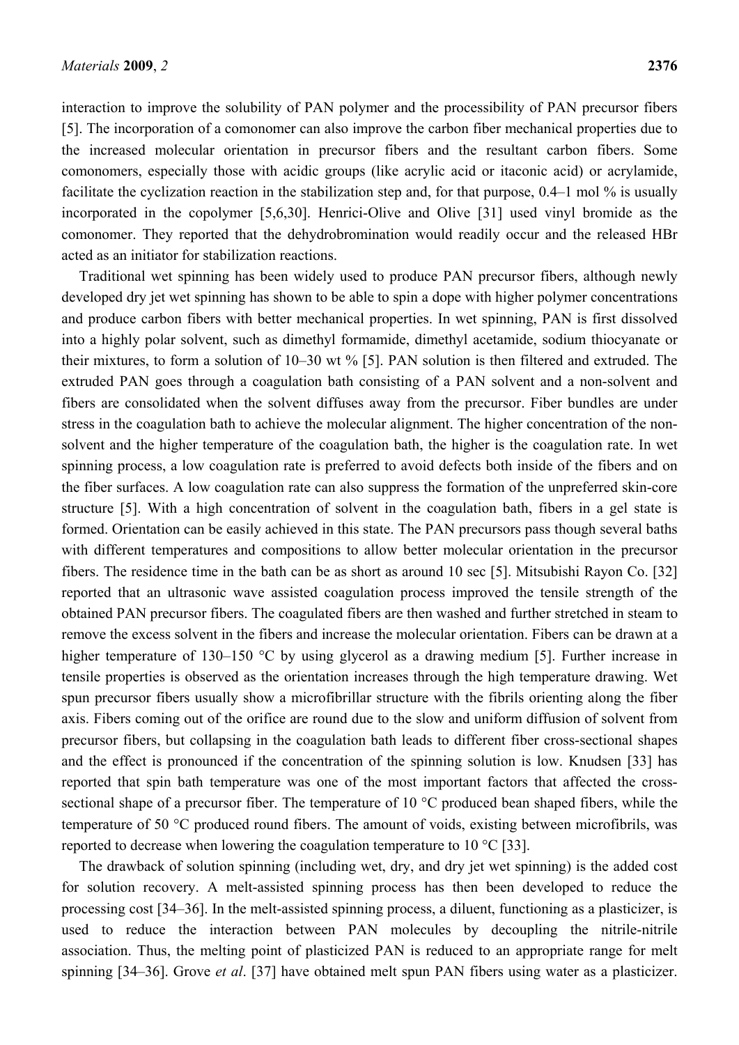interaction to improve the solubility of PAN polymer and the processibility of PAN precursor fibers [5]. The incorporation of a comonomer can also improve the carbon fiber mechanical properties due to the increased molecular orientation in precursor fibers and the resultant carbon fibers. Some comonomers, especially those with acidic groups (like acrylic acid or itaconic acid) or acrylamide, facilitate the cyclization reaction in the stabilization step and, for that purpose, 0.4–1 mol % is usually incorporated in the copolymer [5,6,30]. Henrici-Olive and Olive [31] used vinyl bromide as the comonomer. They reported that the dehydrobromination would readily occur and the released HBr acted as an initiator for stabilization reactions.

Traditional wet spinning has been widely used to produce PAN precursor fibers, although newly developed dry jet wet spinning has shown to be able to spin a dope with higher polymer concentrations and produce carbon fibers with better mechanical properties. In wet spinning, PAN is first dissolved into a highly polar solvent, such as dimethyl formamide, dimethyl acetamide, sodium thiocyanate or their mixtures, to form a solution of 10–30 wt % [5]. PAN solution is then filtered and extruded. The extruded PAN goes through a coagulation bath consisting of a PAN solvent and a non-solvent and fibers are consolidated when the solvent diffuses away from the precursor. Fiber bundles are under stress in the coagulation bath to achieve the molecular alignment. The higher concentration of the non-solvent and the higher temperature of the coagulation bath, the higher is the coagulation rate. In wet spinning process, a low coagulation rate is preferred to avoid defects both inside of the fibers and on the fiber surfaces. A low coagulation rate can also suppress the formation of the unpreferred skin-core structure [5]. With a high concentration of solvent in the coagulation bath, fibers in a gel state is formed. Orientation can be easily achieved in this state. The PAN precursors pass though several baths with different temperatures and compositions to allow better molecular orientation in the precursor fibers. The residence time in the bath can be as short as around 10 sec [5]. Mitsubishi Rayon Co. [32] reported that an ultrasonic wave assisted coagulation process improved the tensile strength of the obtained PAN precursor fibers. The coagulated fibers are then washed and further stretched in steam to remove the excess solvent in the fibers and increase the molecular orientation. Fibers can be drawn at a higher temperature of 130–150 °C by using glycerol as a drawing medium [5]. Further increase in tensile properties is observed as the orientation increases through the high temperature drawing. Wet spun precursor fibers usually show a microfibrillar structure with the fibrils orienting along the fiber axis. Fibers coming out of the orifice are round due to the slow and uniform diffusion of solvent from precursor fibers, but collapsing in the coagulation bath leads to different fiber cross-sectional shapes and the effect is pronounced if the concentration of the spinning solution is low. Knudsen [33] has reported that spin bath temperature was one of the most important factors that affected the cross-sectional shape of a precursor fiber. The temperature of 10 °C produced bean shaped fibers, while the temperature of 50 °C produced round fibers. The amount of voids, existing between microfibrils, was reported to decrease when lowering the coagulation temperature to 10 °C [33].

The drawback of solution spinning (including wet, dry, and dry jet wet spinning) is the added cost for solution recovery. A melt-assisted spinning process has then been developed to reduce the processing cost [34–36]. In the melt-assisted spinning process, a diluent, functioning as a plasticizer, is used to reduce the interaction between PAN molecules by decoupling the nitrile-nitrile association. Thus, the melting point of plasticized PAN is reduced to an appropriate range for melt spinning [34–36]. Grove *et al*. [37] have obtained melt spun PAN fibers using water as a plasticizer.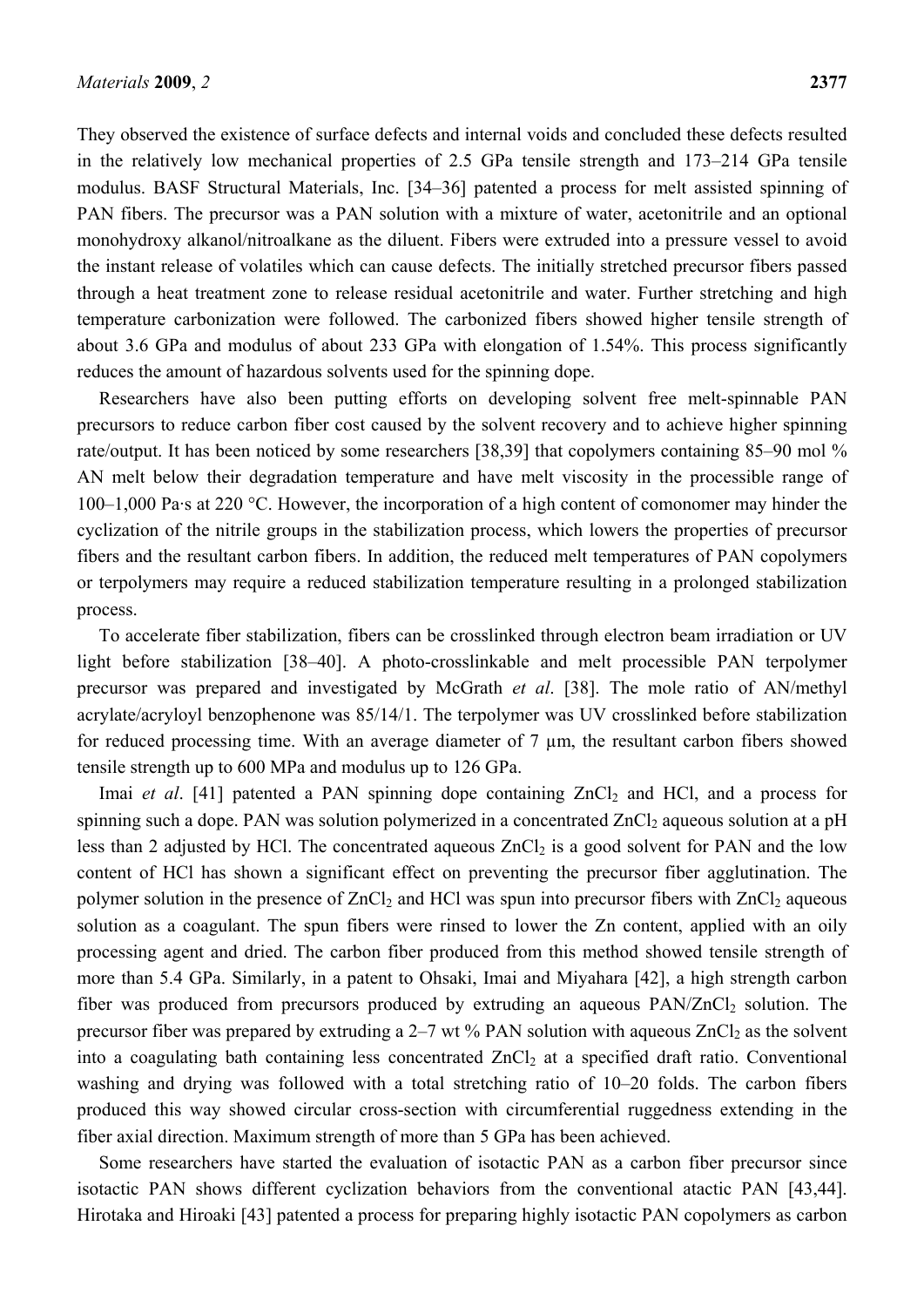They observed the existence of surface defects and internal voids and concluded these defects resulted in the relatively low mechanical properties of 2.5 GPa tensile strength and 173–214 GPa tensile modulus. BASF Structural Materials, Inc. [34–36] patented a process for melt assisted spinning of PAN fibers. The precursor was a PAN solution with a mixture of water, acetonitrile and an optional monohydroxy alkanol/nitroalkane as the diluent. Fibers were extruded into a pressure vessel to avoid the instant release of volatiles which can cause defects. The initially stretched precursor fibers passed through a heat treatment zone to release residual acetonitrile and water. Further stretching and high temperature carbonization were followed. The carbonized fibers showed higher tensile strength of about 3.6 GPa and modulus of about 233 GPa with elongation of 1.54%. This process significantly reduces the amount of hazardous solvents used for the spinning dope.

Researchers have also been putting efforts on developing solvent free melt-spinnable PAN precursors to reduce carbon fiber cost caused by the solvent recovery and to achieve higher spinning rate/output. It has been noticed by some researchers [38,39] that copolymers containing 85–90 mol % AN melt below their degradation temperature and have melt viscosity in the processible range of 100–1,000 Pa·s at 220 °C. However, the incorporation of a high content of comonomer may hinder the cyclization of the nitrile groups in the stabilization process, which lowers the properties of precursor fibers and the resultant carbon fibers. In addition, the reduced melt temperatures of PAN copolymers or terpolymers may require a reduced stabilization temperature resulting in a prolonged stabilization process.

To accelerate fiber stabilization, fibers can be crosslinked through electron beam irradiation or UV light before stabilization [38–40]. A photo-crosslinkable and melt processible PAN terpolymer precursor was prepared and investigated by McGrath *et al*. [38]. The mole ratio of AN/methyl acrylate/acryloyl benzophenone was 85/14/1. The terpolymer was UV crosslinked before stabilization for reduced processing time. With an average diameter of 7 µm, the resultant carbon fibers showed tensile strength up to 600 MPa and modulus up to 126 GPa.

Imai *et al*. [41] patented a PAN spinning dope containing $ZnCl_2$ and HCl, and a process for spinning such a dope. PAN was solution polymerized in a concentrated $ZnCl_2$ aqueous solution at a pH less than 2 adjusted by HCl. The concentrated aqueous $ZnCl_2$ is a good solvent for PAN and the low content of HCl has shown a significant effect on preventing the precursor fiber agglutination. The polymer solution in the presence of $ZnCl_2$ and HCl was spun into precursor fibers with $ZnCl_2$ aqueous solution as a coagulant. The spun fibers were rinsed to lower the Zn content, applied with an oily processing agent and dried. The carbon fiber produced from this method showed tensile strength of more than 5.4 GPa. Similarly, in a patent to Ohsaki, Imai and Miyahara [42], a high strength carbon fiber was produced from precursors produced by extruding an aqueous PAN/$ZnCl_2$ solution. The precursor fiber was prepared by extruding a 2–7 wt % PAN solution with aqueous $ZnCl_2$ as the solvent into a coagulating bath containing less concentrated $ZnCl_2$ at a specified draft ratio. Conventional washing and drying was followed with a total stretching ratio of 10–20 folds. The carbon fibers produced this way showed circular cross-section with circumferential ruggedness extending in the fiber axial direction. Maximum strength of more than 5 GPa has been achieved.

Some researchers have started the evaluation of isotactic PAN as a carbon fiber precursor since isotactic PAN shows different cyclization behaviors from the conventional atactic PAN [43,44]. Hirotaka and Hiroaki [43] patented a process for preparing highly isotactic PAN copolymers as carbon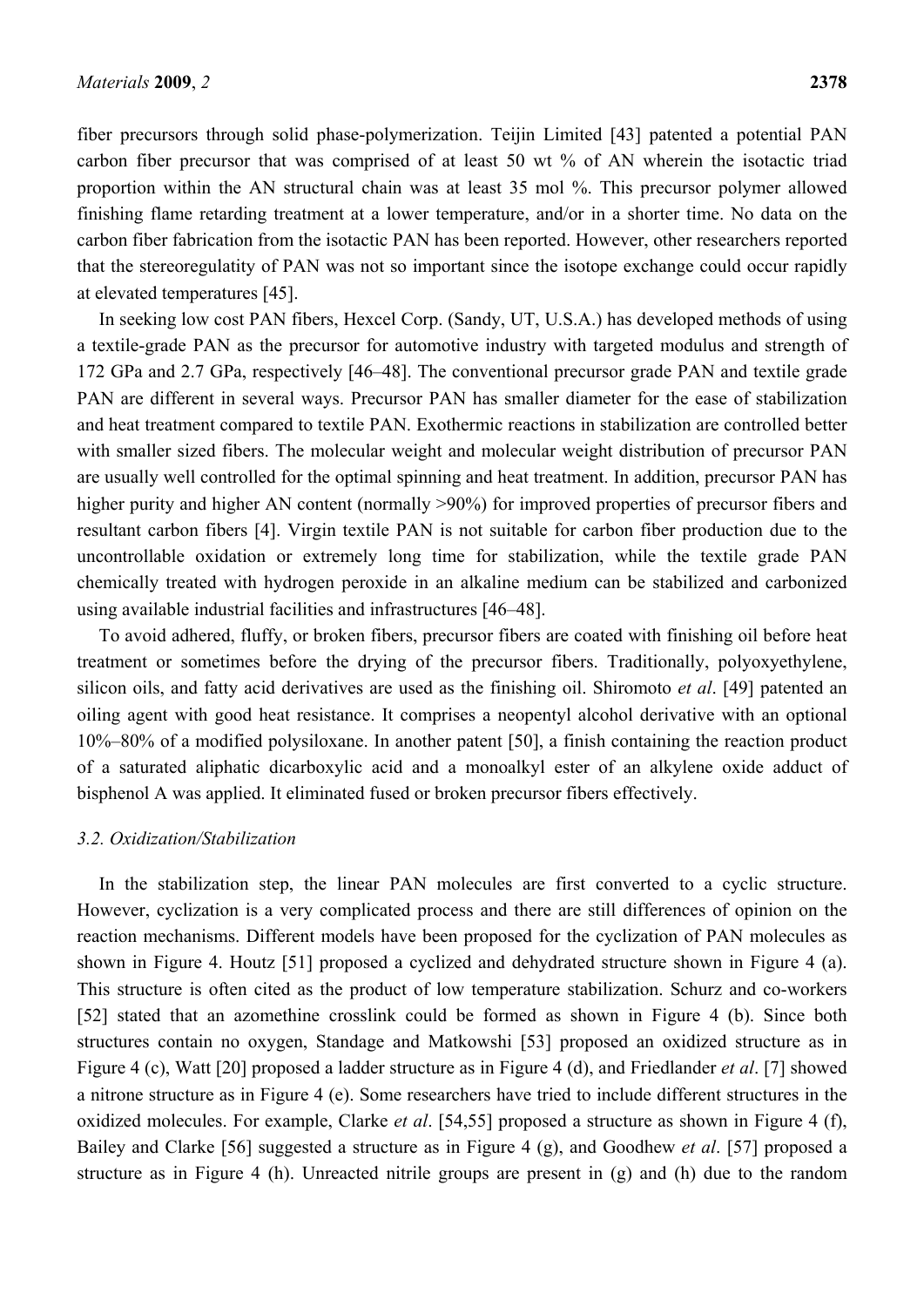fiber precursors through solid phase-polymerization. Teijin Limited [43] patented a potential PAN carbon fiber precursor that was comprised of at least 50 wt % of AN wherein the isotactic triad proportion within the AN structural chain was at least 35 mol %. This precursor polymer allowed finishing flame retarding treatment at a lower temperature, and/or in a shorter time. No data on the carbon fiber fabrication from the isotactic PAN has been reported. However, other researchers reported that the stereoregulatity of PAN was not so important since the isotope exchange could occur rapidly at elevated temperatures [45].

In seeking low cost PAN fibers, Hexcel Corp. (Sandy, UT, U.S.A.) has developed methods of using a textile-grade PAN as the precursor for automotive industry with targeted modulus and strength of 172 GPa and 2.7 GPa, respectively [46–48]. The conventional precursor grade PAN and textile grade PAN are different in several ways. Precursor PAN has smaller diameter for the ease of stabilization and heat treatment compared to textile PAN. Exothermic reactions in stabilization are controlled better with smaller sized fibers. The molecular weight and molecular weight distribution of precursor PAN are usually well controlled for the optimal spinning and heat treatment. In addition, precursor PAN has higher purity and higher AN content (normally >90%) for improved properties of precursor fibers and resultant carbon fibers [4]. Virgin textile PAN is not suitable for carbon fiber production due to the uncontrollable oxidation or extremely long time for stabilization, while the textile grade PAN chemically treated with hydrogen peroxide in an alkaline medium can be stabilized and carbonized using available industrial facilities and infrastructures [46–48].

To avoid adhered, fluffy, or broken fibers, precursor fibers are coated with finishing oil before heat treatment or sometimes before the drying of the precursor fibers. Traditionally, polyoxyethylene, silicon oils, and fatty acid derivatives are used as the finishing oil. Shiromoto *et al*. [49] patented an oiling agent with good heat resistance. It comprises a neopentyl alcohol derivative with an optional 10%–80% of a modified polysiloxane. In another patent [50], a finish containing the reaction product of a saturated aliphatic dicarboxylic acid and a monoalkyl ester of an alkylene oxide adduct of bisphenol A was applied. It eliminated fused or broken precursor fibers effectively.

### 3.2. Oxidization/Stabilization

In the stabilization step, the linear PAN molecules are first converted to a cyclic structure. However, cyclization is a very complicated process and there are still differences of opinion on the reaction mechanisms. Different models have been proposed for the cyclization of PAN molecules as shown in Figure 4. Houtz [51] proposed a cyclized and dehydrated structure shown in Figure 4 (a). This structure is often cited as the product of low temperature stabilization. Schurz and co-workers [52] stated that an azomethine crosslink could be formed as shown in Figure 4 (b). Since both structures contain no oxygen, Standage and Matkowshi [53] proposed an oxidized structure as in Figure 4 (c), Watt [20] proposed a ladder structure as in Figure 4 (d), and Friedlander *et al*. [7] showed a nitrone structure as in Figure 4 (e). Some researchers have tried to include different structures in the oxidized molecules. For example, Clarke *et al*. [54,55] proposed a structure as shown in Figure 4 (f), Bailey and Clarke [56] suggested a structure as in Figure 4 (g), and Goodhew *et al*. [57] proposed a structure as in Figure 4 (h). Unreacted nitrile groups are present in (g) and (h) due to the random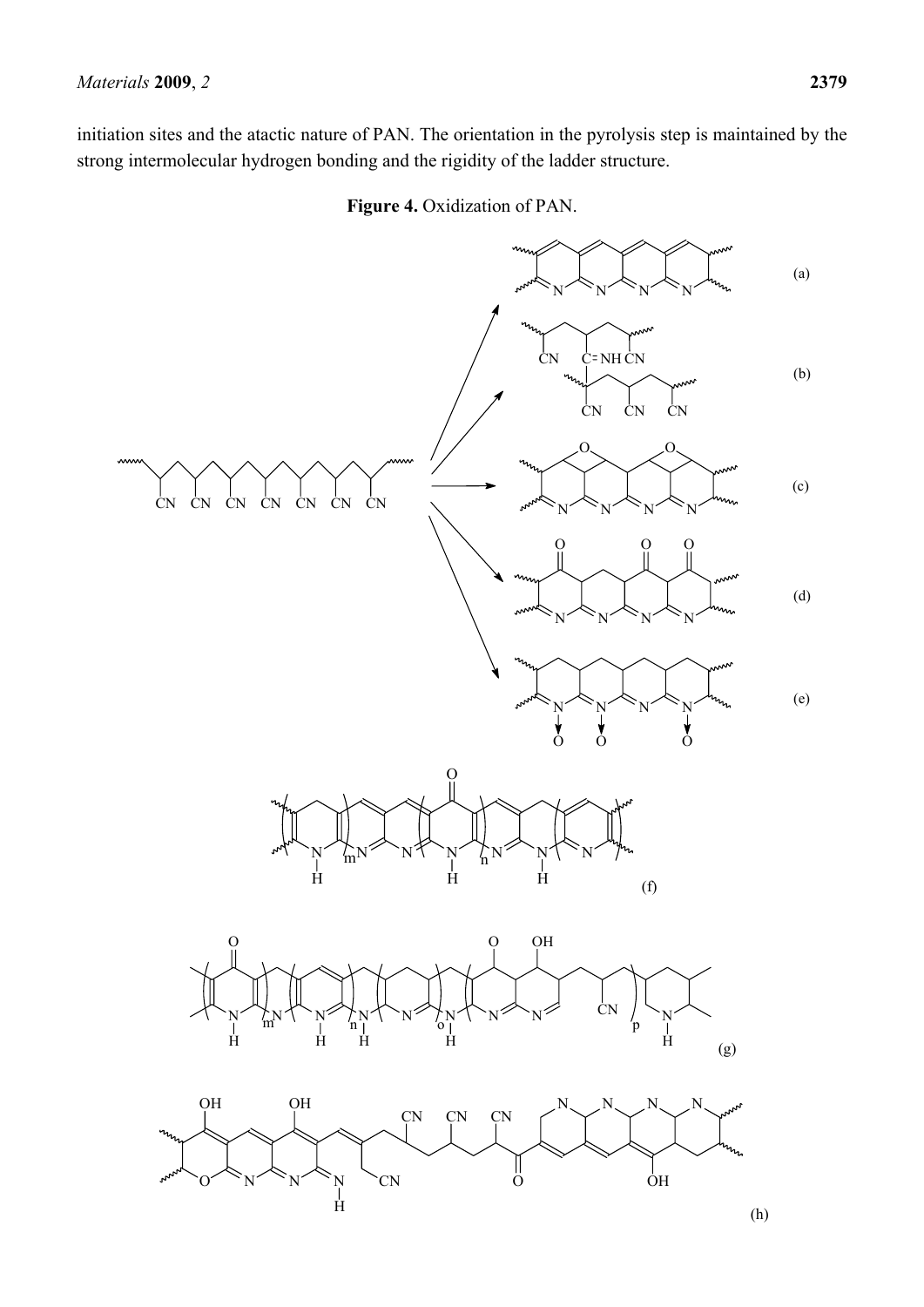initiation sites and the atactic nature of PAN. The orientation in the pyrolysis step is maintained by the strong intermolecular hydrogen bonding and the rigidity of the ladder structure.

**Figure 4.** Oxidization of PAN.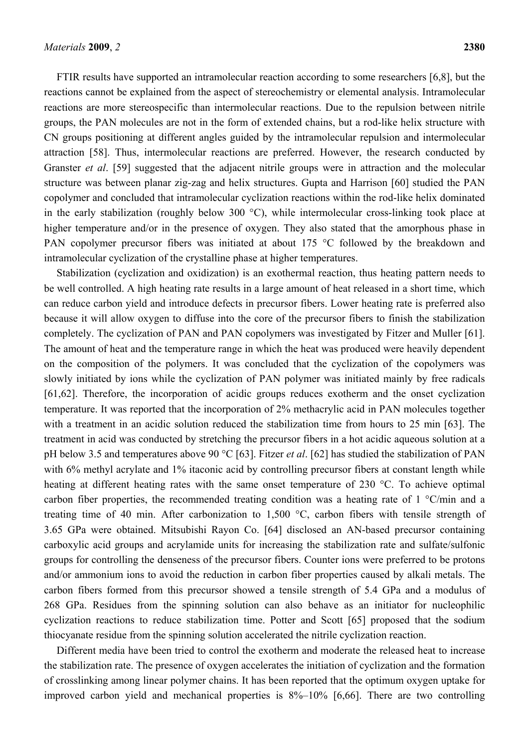FTIR results have supported an intramolecular reaction according to some researchers [6,8], but the reactions cannot be explained from the aspect of stereochemistry or elemental analysis. Intramolecular reactions are more stereospecific than intermolecular reactions. Due to the repulsion between nitrile groups, the PAN molecules are not in the form of extended chains, but a rod-like helix structure with CN groups positioning at different angles guided by the intramolecular repulsion and intermolecular attraction [58]. Thus, intermolecular reactions are preferred. However, the research conducted by Granster *et al*. [59] suggested that the adjacent nitrile groups were in attraction and the molecular structure was between planar zig-zag and helix structures. Gupta and Harrison [60] studied the PAN copolymer and concluded that intramolecular cyclization reactions within the rod-like helix dominated in the early stabilization (roughly below 300 °C), while intermolecular cross-linking took place at higher temperature and/or in the presence of oxygen. They also stated that the amorphous phase in PAN copolymer precursor fibers was initiated at about 175 °C followed by the breakdown and intramolecular cyclization of the crystalline phase at higher temperatures.

Stabilization (cyclization and oxidization) is an exothermal reaction, thus heating pattern needs to be well controlled. A high heating rate results in a large amount of heat released in a short time, which can reduce carbon yield and introduce defects in precursor fibers. Lower heating rate is preferred also because it will allow oxygen to diffuse into the core of the precursor fibers to finish the stabilization completely. The cyclization of PAN and PAN copolymers was investigated by Fitzer and Muller [61]. The amount of heat and the temperature range in which the heat was produced were heavily dependent on the composition of the polymers. It was concluded that the cyclization of the copolymers was slowly initiated by ions while the cyclization of PAN polymer was initiated mainly by free radicals [61,62]. Therefore, the incorporation of acidic groups reduces exotherm and the onset cyclization temperature. It was reported that the incorporation of 2% methacrylic acid in PAN molecules together with a treatment in an acidic solution reduced the stabilization time from hours to 25 min [63]. The treatment in acid was conducted by stretching the precursor fibers in a hot acidic aqueous solution at a pH below 3.5 and temperatures above 90 °C [63]. Fitzer *et al*. [62] has studied the stabilization of PAN with 6% methyl acrylate and 1% itaconic acid by controlling precursor fibers at constant length while heating at different heating rates with the same onset temperature of 230 °C. To achieve optimal carbon fiber properties, the recommended treating condition was a heating rate of 1 °C/min and a treating time of 40 min. After carbonization to 1,500 °C, carbon fibers with tensile strength of 3.65 GPa were obtained. Mitsubishi Rayon Co. [64] disclosed an AN-based precursor containing carboxylic acid groups and acrylamide units for increasing the stabilization rate and sulfate/sulfonic groups for controlling the denseness of the precursor fibers. Counter ions were preferred to be protons and/or ammonium ions to avoid the reduction in carbon fiber properties caused by alkali metals. The carbon fibers formed from this precursor showed a tensile strength of 5.4 GPa and a modulus of 268 GPa. Residues from the spinning solution can also behave as an initiator for nucleophilic cyclization reactions to reduce stabilization time. Potter and Scott [65] proposed that the sodium thiocyanate residue from the spinning solution accelerated the nitrile cyclization reaction.

Different media have been tried to control the exotherm and moderate the released heat to increase the stabilization rate. The presence of oxygen accelerates the initiation of cyclization and the formation of crosslinking among linear polymer chains. It has been reported that the optimum oxygen uptake for improved carbon yield and mechanical properties is 8%–10% [6,66]. There are two controlling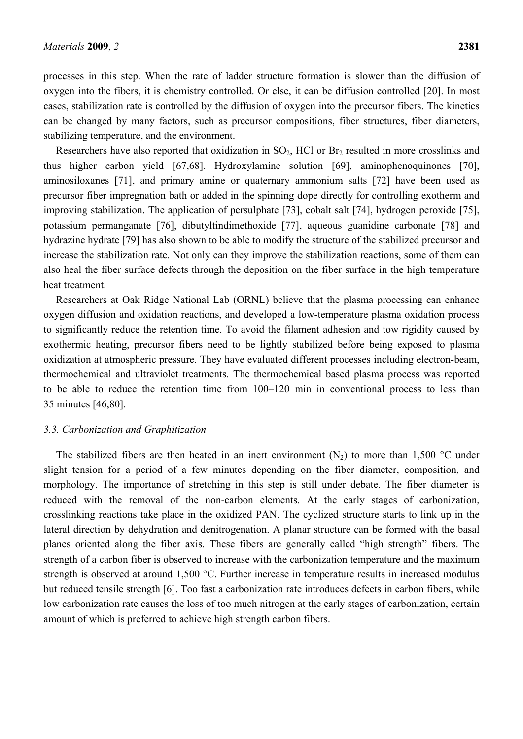processes in this step. When the rate of ladder structure formation is slower than the diffusion of oxygen into the fibers, it is chemistry controlled. Or else, it can be diffusion controlled [20]. In most cases, stabilization rate is controlled by the diffusion of oxygen into the precursor fibers. The kinetics can be changed by many factors, such as precursor compositions, fiber structures, fiber diameters, stabilizing temperature, and the environment.

Researchers have also reported that oxidization in $SO_2$, HCl or $Br_2$ resulted in more crosslinks and thus higher carbon yield [67,68]. Hydroxylamine solution [69], aminophenoquinones [70], aminosiloxanes [71], and primary amine or quaternary ammonium salts [72] have been used as precursor fiber impregnation bath or added in the spinning dope directly for controlling exotherm and improving stabilization. The application of persulphate [73], cobalt salt [74], hydrogen peroxide [75], potassium permanganate [76], dibutyltindimethoxide [77], aqueous guanidine carbonate [78] and hydrazine hydrate [79] has also shown to be able to modify the structure of the stabilized precursor and increase the stabilization rate. Not only can they improve the stabilization reactions, some of them can also heal the fiber surface defects through the deposition on the fiber surface in the high temperature heat treatment.

Researchers at Oak Ridge National Lab (ORNL) believe that the plasma processing can enhance oxygen diffusion and oxidation reactions, and developed a low-temperature plasma oxidation process to significantly reduce the retention time. To avoid the filament adhesion and tow rigidity caused by exothermic heating, precursor fibers need to be lightly stabilized before being exposed to plasma oxidization at atmospheric pressure. They have evaluated different processes including electron-beam, thermochemical and ultraviolet treatments. The thermochemical based plasma process was reported to be able to reduce the retention time from 100–120 min in conventional process to less than 35 minutes [46,80].

### *3.3. Carbonization and Graphitization*

The stabilized fibers are then heated in an inert environment ($N_2$) to more than 1,500 °C under slight tension for a period of a few minutes depending on the fiber diameter, composition, and morphology. The importance of stretching in this step is still under debate. The fiber diameter is reduced with the removal of the non-carbon elements. At the early stages of carbonization, crosslinking reactions take place in the oxidized PAN. The cyclized structure starts to link up in the lateral direction by dehydration and denitrogenation. A planar structure can be formed with the basal planes oriented along the fiber axis. These fibers are generally called "high strength" fibers. The strength of a carbon fiber is observed to increase with the carbonization temperature and the maximum strength is observed at around 1,500 °C. Further increase in temperature results in increased modulus but reduced tensile strength [6]. Too fast a carbonization rate introduces defects in carbon fibers, while low carbonization rate causes the loss of too much nitrogen at the early stages of carbonization, certain amount of which is preferred to achieve high strength carbon fibers.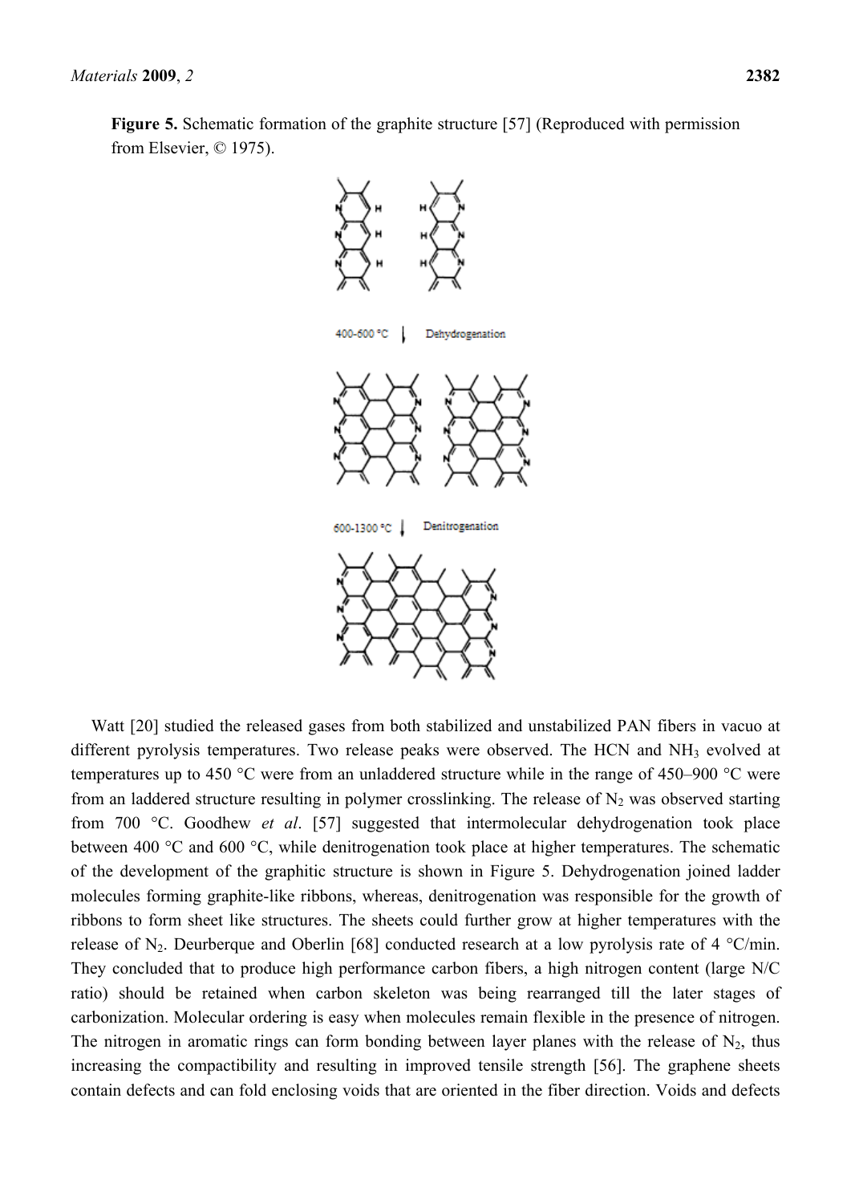**Figure 5.** Schematic formation of the graphite structure [57] (Reproduced with permission from Elsevier, © 1975).

Watt [20] studied the released gases from both stabilized and unstabilized PAN fibers in vacuo at different pyrolysis temperatures. Two release peaks were observed. The HCN and $NH_3$ evolved at temperatures up to 450 °C were from an unladdered structure while in the range of 450–900 °C were from an laddered structure resulting in polymer crosslinking. The release of $N_2$ was observed starting from 700 °C. Goodhew *et al*. [57] suggested that intermolecular dehydrogenation took place between 400 °C and 600 °C, while denitrogenation took place at higher temperatures. The schematic of the development of the graphitic structure is shown in Figure 5. Dehydrogenation joined ladder molecules forming graphite-like ribbons, whereas, denitrogenation was responsible for the growth of ribbons to form sheet like structures. The sheets could further grow at higher temperatures with the release of $N_2$. Deurberque and Oberlin [68] conducted research at a low pyrolysis rate of 4 °C/min. They concluded that to produce high performance carbon fibers, a high nitrogen content (large N/C ratio) should be retained when carbon skeleton was being rearranged till the later stages of carbonization. Molecular ordering is easy when molecules remain flexible in the presence of nitrogen. The nitrogen in aromatic rings can form bonding between layer planes with the release of $N_2$, thus increasing the compactibility and resulting in improved tensile strength [56]. The graphene sheets contain defects and can fold enclosing voids that are oriented in the fiber direction. Voids and defects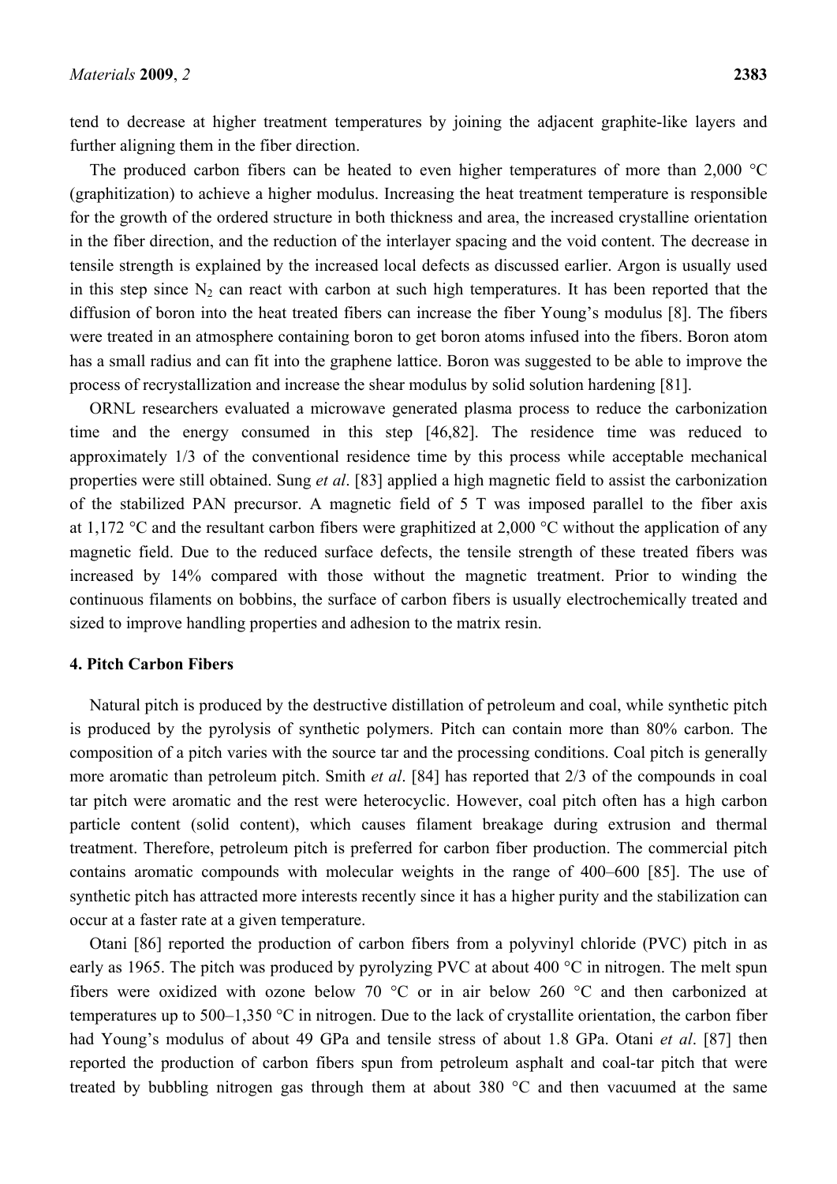tend to decrease at higher treatment temperatures by joining the adjacent graphite-like layers and further aligning them in the fiber direction.

The produced carbon fibers can be heated to even higher temperatures of more than 2,000 °C (graphitization) to achieve a higher modulus. Increasing the heat treatment temperature is responsible for the growth of the ordered structure in both thickness and area, the increased crystalline orientation in the fiber direction, and the reduction of the interlayer spacing and the void content. The decrease in tensile strength is explained by the increased local defects as discussed earlier. Argon is usually used in this step since $N_2$ can react with carbon at such high temperatures. It has been reported that the diffusion of boron into the heat treated fibers can increase the fiber Young's modulus [8]. The fibers were treated in an atmosphere containing boron to get boron atoms infused into the fibers. Boron atom has a small radius and can fit into the graphene lattice. Boron was suggested to be able to improve the process of recrystallization and increase the shear modulus by solid solution hardening [81].

ORNL researchers evaluated a microwave generated plasma process to reduce the carbonization time and the energy consumed in this step [46,82]. The residence time was reduced to approximately 1/3 of the conventional residence time by this process while acceptable mechanical properties were still obtained. Sung *et al*. [83] applied a high magnetic field to assist the carbonization of the stabilized PAN precursor. A magnetic field of 5 T was imposed parallel to the fiber axis at 1,172 °C and the resultant carbon fibers were graphitized at 2,000 °C without the application of any magnetic field. Due to the reduced surface defects, the tensile strength of these treated fibers was increased by 14% compared with those without the magnetic treatment. Prior to winding the continuous filaments on bobbins, the surface of carbon fibers is usually electrochemically treated and sized to improve handling properties and adhesion to the matrix resin.

## 4. Pitch Carbon Fibers

Natural pitch is produced by the destructive distillation of petroleum and coal, while synthetic pitch is produced by the pyrolysis of synthetic polymers. Pitch can contain more than 80% carbon. The composition of a pitch varies with the source tar and the processing conditions. Coal pitch is generally more aromatic than petroleum pitch. Smith *et al*. [84] has reported that 2/3 of the compounds in coal tar pitch were aromatic and the rest were heterocyclic. However, coal pitch often has a high carbon particle content (solid content), which causes filament breakage during extrusion and thermal treatment. Therefore, petroleum pitch is preferred for carbon fiber production. The commercial pitch contains aromatic compounds with molecular weights in the range of 400–600 [85]. The use of synthetic pitch has attracted more interests recently since it has a higher purity and the stabilization can occur at a faster rate at a given temperature.

Otani [86] reported the production of carbon fibers from a polyvinyl chloride (PVC) pitch in as early as 1965. The pitch was produced by pyrolyzing PVC at about 400 °C in nitrogen. The melt spun fibers were oxidized with ozone below 70 °C or in air below 260 °C and then carbonized at temperatures up to 500–1,350 °C in nitrogen. Due to the lack of crystallite orientation, the carbon fiber had Young's modulus of about 49 GPa and tensile stress of about 1.8 GPa. Otani *et al*. [87] then reported the production of carbon fibers spun from petroleum asphalt and coal-tar pitch that were treated by bubbling nitrogen gas through them at about 380 °C and then vacuumed at the same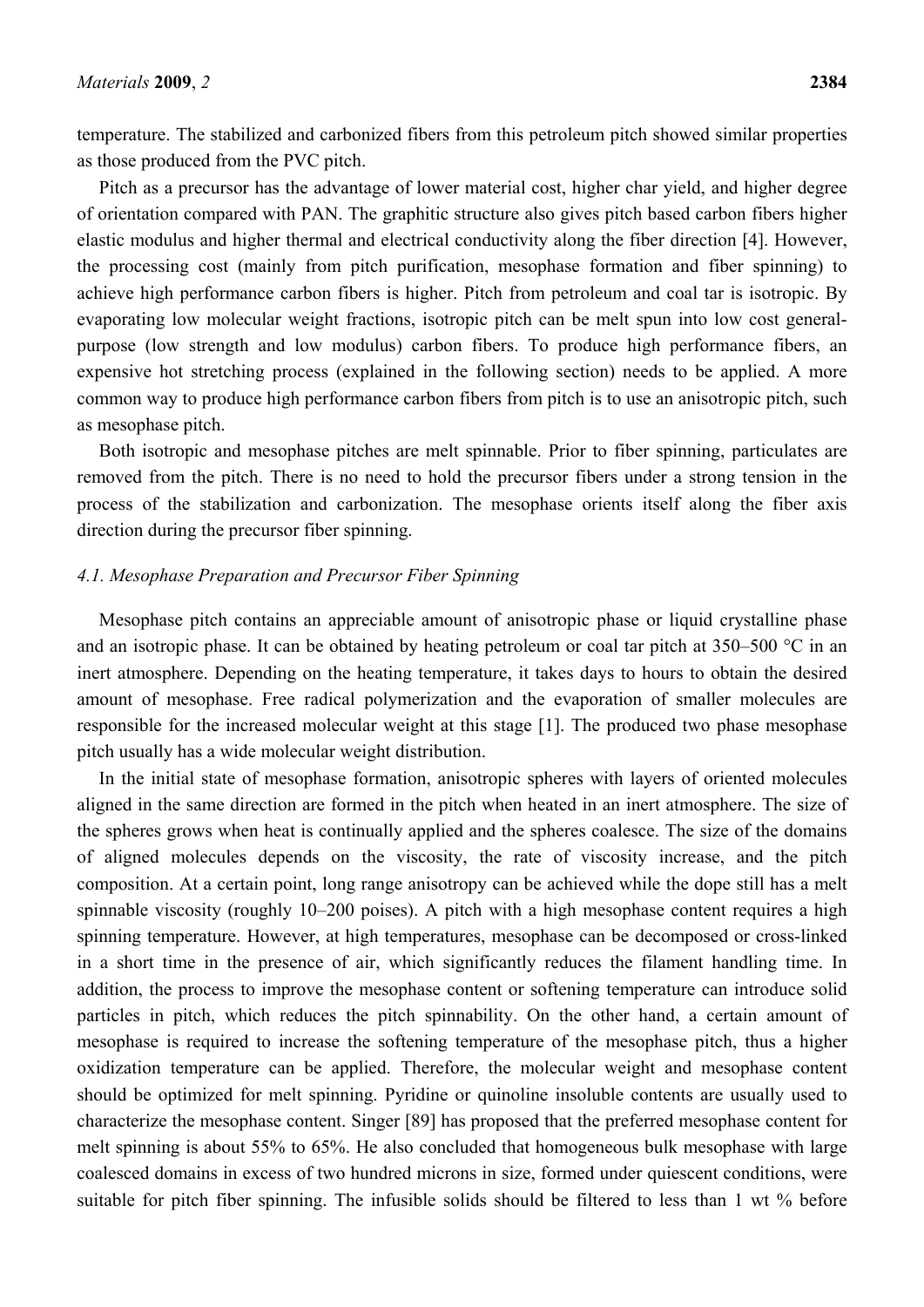temperature. The stabilized and carbonized fibers from this petroleum pitch showed similar properties as those produced from the PVC pitch.

Pitch as a precursor has the advantage of lower material cost, higher char yield, and higher degree of orientation compared with PAN. The graphitic structure also gives pitch based carbon fibers higher elastic modulus and higher thermal and electrical conductivity along the fiber direction [4]. However, the processing cost (mainly from pitch purification, mesophase formation and fiber spinning) to achieve high performance carbon fibers is higher. Pitch from petroleum and coal tar is isotropic. By evaporating low molecular weight fractions, isotropic pitch can be melt spun into low cost general-purpose (low strength and low modulus) carbon fibers. To produce high performance fibers, an expensive hot stretching process (explained in the following section) needs to be applied. A more common way to produce high performance carbon fibers from pitch is to use an anisotropic pitch, such as mesophase pitch.

Both isotropic and mesophase pitches are melt spinnable. Prior to fiber spinning, particulates are removed from the pitch. There is no need to hold the precursor fibers under a strong tension in the process of the stabilization and carbonization. The mesophase orients itself along the fiber axis direction during the precursor fiber spinning.

### *4.1. Mesophase Preparation and Precursor Fiber Spinning*

Mesophase pitch contains an appreciable amount of anisotropic phase or liquid crystalline phase and an isotropic phase. It can be obtained by heating petroleum or coal tar pitch at 350–500 °C in an inert atmosphere. Depending on the heating temperature, it takes days to hours to obtain the desired amount of mesophase. Free radical polymerization and the evaporation of smaller molecules are responsible for the increased molecular weight at this stage [1]. The produced two phase mesophase pitch usually has a wide molecular weight distribution.

In the initial state of mesophase formation, anisotropic spheres with layers of oriented molecules aligned in the same direction are formed in the pitch when heated in an inert atmosphere. The size of the spheres grows when heat is continually applied and the spheres coalesce. The size of the domains of aligned molecules depends on the viscosity, the rate of viscosity increase, and the pitch composition. At a certain point, long range anisotropy can be achieved while the dope still has a melt spinnable viscosity (roughly 10–200 poises). A pitch with a high mesophase content requires a high spinning temperature. However, at high temperatures, mesophase can be decomposed or cross-linked in a short time in the presence of air, which significantly reduces the filament handling time. In addition, the process to improve the mesophase content or softening temperature can introduce solid particles in pitch, which reduces the pitch spinnability. On the other hand, a certain amount of mesophase is required to increase the softening temperature of the mesophase pitch, thus a higher oxidization temperature can be applied. Therefore, the molecular weight and mesophase content should be optimized for melt spinning. Pyridine or quinoline insoluble contents are usually used to characterize the mesophase content. Singer [89] has proposed that the preferred mesophase content for melt spinning is about 55% to 65%. He also concluded that homogeneous bulk mesophase with large coalesced domains in excess of two hundred microns in size, formed under quiescent conditions, were suitable for pitch fiber spinning. The infusible solids should be filtered to less than 1 wt % before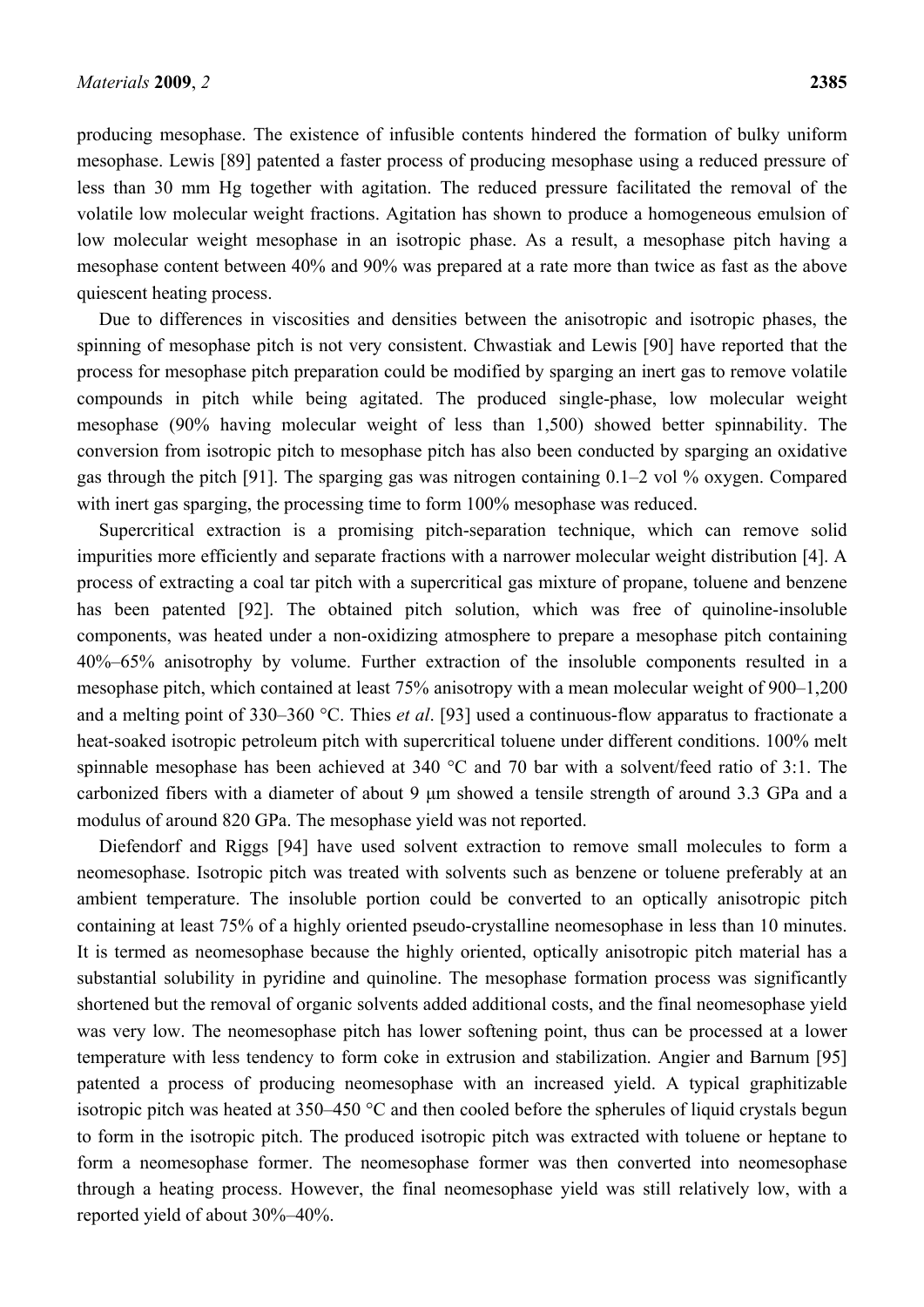producing mesophase. The existence of infusible contents hindered the formation of bulky uniform mesophase. Lewis [89] patented a faster process of producing mesophase using a reduced pressure of less than 30 mm Hg together with agitation. The reduced pressure facilitated the removal of the volatile low molecular weight fractions. Agitation has shown to produce a homogeneous emulsion of low molecular weight mesophase in an isotropic phase. As a result, a mesophase pitch having a mesophase content between 40% and 90% was prepared at a rate more than twice as fast as the above quiescent heating process.

Due to differences in viscosities and densities between the anisotropic and isotropic phases, the spinning of mesophase pitch is not very consistent. Chwastiak and Lewis [90] have reported that the process for mesophase pitch preparation could be modified by sparging an inert gas to remove volatile compounds in pitch while being agitated. The produced single-phase, low molecular weight mesophase (90% having molecular weight of less than 1,500) showed better spinnability. The conversion from isotropic pitch to mesophase pitch has also been conducted by sparging an oxidative gas through the pitch [91]. The sparging gas was nitrogen containing 0.1–2 vol % oxygen. Compared with inert gas sparging, the processing time to form 100% mesophase was reduced.

Supercritical extraction is a promising pitch-separation technique, which can remove solid impurities more efficiently and separate fractions with a narrower molecular weight distribution [4]. A process of extracting a coal tar pitch with a supercritical gas mixture of propane, toluene and benzene has been patented [92]. The obtained pitch solution, which was free of quinoline-insoluble components, was heated under a non-oxidizing atmosphere to prepare a mesophase pitch containing 40%–65% anisotrophy by volume. Further extraction of the insoluble components resulted in a mesophase pitch, which contained at least 75% anisotropy with a mean molecular weight of 900–1,200 and a melting point of 330–360 °C. Thies *et al*. [93] used a continuous-flow apparatus to fractionate a heat-soaked isotropic petroleum pitch with supercritical toluene under different conditions. 100% melt spinnable mesophase has been achieved at 340 °C and 70 bar with a solvent/feed ratio of 3:1. The carbonized fibers with a diameter of about 9 μm showed a tensile strength of around 3.3 GPa and a modulus of around 820 GPa. The mesophase yield was not reported.

Diefendorf and Riggs [94] have used solvent extraction to remove small molecules to form a neomesophase. Isotropic pitch was treated with solvents such as benzene or toluene preferably at an ambient temperature. The insoluble portion could be converted to an optically anisotropic pitch containing at least 75% of a highly oriented pseudo-crystalline neomesophase in less than 10 minutes. It is termed as neomesophase because the highly oriented, optically anisotropic pitch material has a substantial solubility in pyridine and quinoline. The mesophase formation process was significantly shortened but the removal of organic solvents added additional costs, and the final neomesophase yield was very low. The neomesophase pitch has lower softening point, thus can be processed at a lower temperature with less tendency to form coke in extrusion and stabilization. Angier and Barnum [95] patented a process of producing neomesophase with an increased yield. A typical graphitizable isotropic pitch was heated at 350–450 °C and then cooled before the spherules of liquid crystals begun to form in the isotropic pitch. The produced isotropic pitch was extracted with toluene or heptane to form a neomesophase former. The neomesophase former was then converted into neomesophase through a heating process. However, the final neomesophase yield was still relatively low, with a reported yield of about 30%–40%.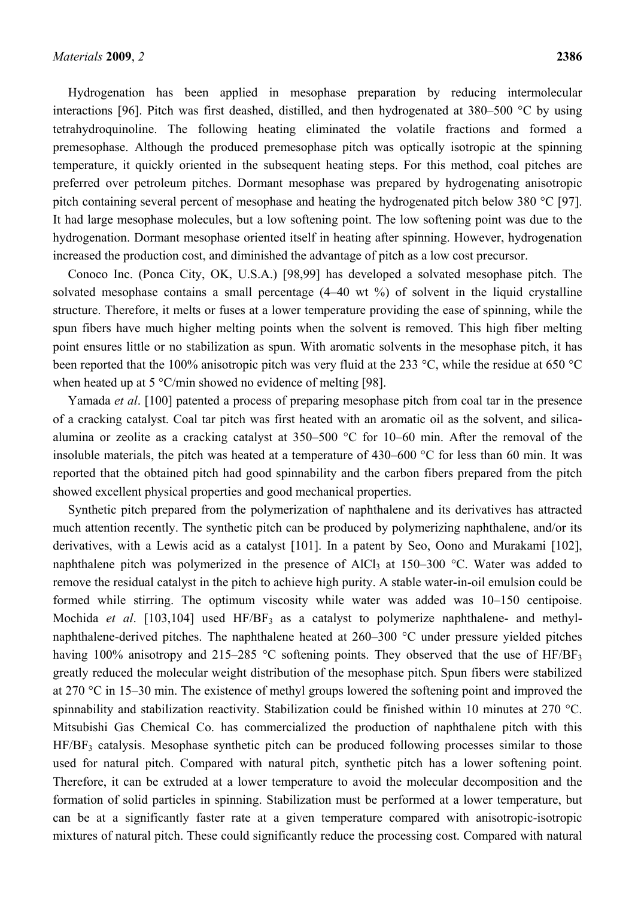Hydrogenation has been applied in mesophase preparation by reducing intermolecular interactions [96]. Pitch was first deashed, distilled, and then hydrogenated at 380–500 °C by using tetrahydroquinoline. The following heating eliminated the volatile fractions and formed a premesophase. Although the produced premesophase pitch was optically isotropic at the spinning temperature, it quickly oriented in the subsequent heating steps. For this method, coal pitches are preferred over petroleum pitches. Dormant mesophase was prepared by hydrogenating anisotropic pitch containing several percent of mesophase and heating the hydrogenated pitch below 380 °C [97]. It had large mesophase molecules, but a low softening point. The low softening point was due to the hydrogenation. Dormant mesophase oriented itself in heating after spinning. However, hydrogenation increased the production cost, and diminished the advantage of pitch as a low cost precursor.

Conoco Inc. (Ponca City, OK, U.S.A.) [98,99] has developed a solvated mesophase pitch. The solvated mesophase contains a small percentage (4–40 wt %) of solvent in the liquid crystalline structure. Therefore, it melts or fuses at a lower temperature providing the ease of spinning, while the spun fibers have much higher melting points when the solvent is removed. This high fiber melting point ensures little or no stabilization as spun. With aromatic solvents in the mesophase pitch, it has been reported that the 100% anisotropic pitch was very fluid at the 233 °C, while the residue at 650 °C when heated up at 5 °C/min showed no evidence of melting [98].

Yamada *et al*. [100] patented a process of preparing mesophase pitch from coal tar in the presence of a cracking catalyst. Coal tar pitch was first heated with an aromatic oil as the solvent, and silica-alumina or zeolite as a cracking catalyst at 350–500 °C for 10–60 min. After the removal of the insoluble materials, the pitch was heated at a temperature of 430–600 °C for less than 60 min. It was reported that the obtained pitch had good spinnability and the carbon fibers prepared from the pitch showed excellent physical properties and good mechanical properties.

Synthetic pitch prepared from the polymerization of naphthalene and its derivatives has attracted much attention recently. The synthetic pitch can be produced by polymerizing naphthalene, and/or its derivatives, with a Lewis acid as a catalyst [101]. In a patent by Seo, Oono and Murakami [102], naphthalene pitch was polymerized in the presence of $AlCl_3$ at 150–300 °C. Water was added to remove the residual catalyst in the pitch to achieve high purity. A stable water-in-oil emulsion could be formed while stirring. The optimum viscosity while water was added was 10–150 centipoise. Mochida *et al*. [103,104] used $HF/BF_3$ as a catalyst to polymerize naphthalene- and methyl-naphthalene-derived pitches. The naphthalene heated at 260–300 °C under pressure yielded pitches having 100% anisotropy and 215–285 °C softening points. They observed that the use of $HF/BF_3$ greatly reduced the molecular weight distribution of the mesophase pitch. Spun fibers were stabilized at 270 °C in 15–30 min. The existence of methyl groups lowered the softening point and improved the spinnability and stabilization reactivity. Stabilization could be finished within 10 minutes at 270 °C. Mitsubishi Gas Chemical Co. has commercialized the production of naphthalene pitch with this $HF/BF_3$ catalysis. Mesophase synthetic pitch can be produced following processes similar to those used for natural pitch. Compared with natural pitch, synthetic pitch has a lower softening point. Therefore, it can be extruded at a lower temperature to avoid the molecular decomposition and the formation of solid particles in spinning. Stabilization must be performed at a lower temperature, but can be at a significantly faster rate at a given temperature compared with anisotropic-isotropic mixtures of natural pitch. These could significantly reduce the processing cost. Compared with natural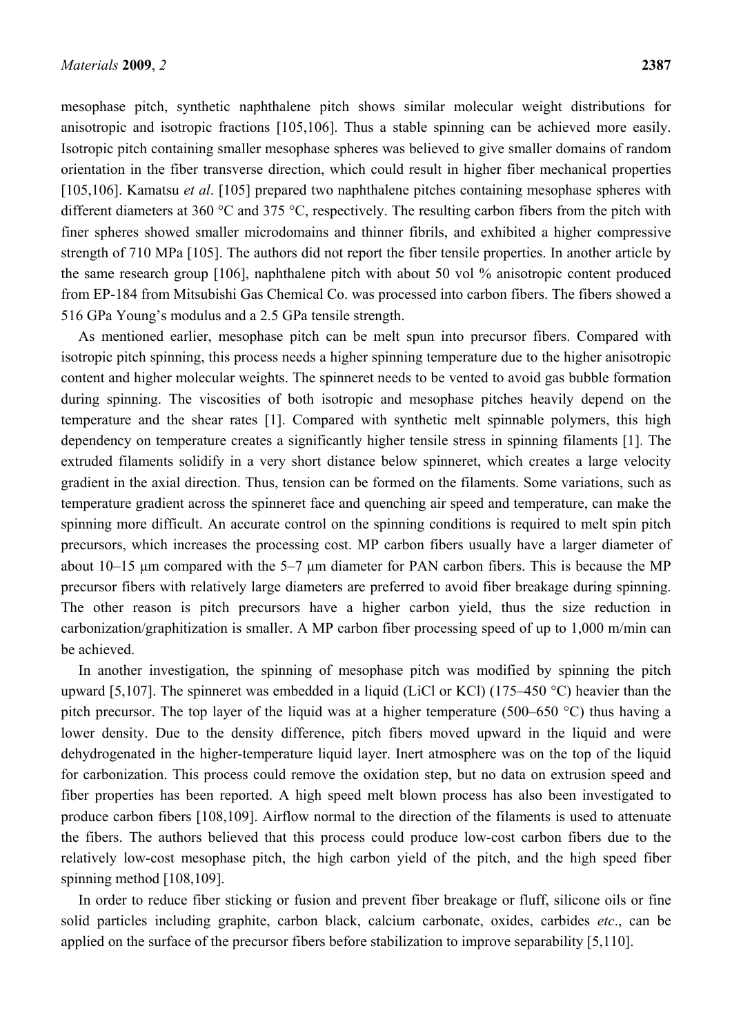mesophase pitch, synthetic naphthalene pitch shows similar molecular weight distributions for anisotropic and isotropic fractions [105,106]. Thus a stable spinning can be achieved more easily. Isotropic pitch containing smaller mesophase spheres was believed to give smaller domains of random orientation in the fiber transverse direction, which could result in higher fiber mechanical properties [105,106]. Kamatsu *et al*. [105] prepared two naphthalene pitches containing mesophase spheres with different diameters at 360 °C and 375 °C, respectively. The resulting carbon fibers from the pitch with finer spheres showed smaller microdomains and thinner fibrils, and exhibited a higher compressive strength of 710 MPa [105]. The authors did not report the fiber tensile properties. In another article by the same research group [106], naphthalene pitch with about 50 vol % anisotropic content produced from EP-184 from Mitsubishi Gas Chemical Co. was processed into carbon fibers. The fibers showed a 516 GPa Young's modulus and a 2.5 GPa tensile strength.

As mentioned earlier, mesophase pitch can be melt spun into precursor fibers. Compared with isotropic pitch spinning, this process needs a higher spinning temperature due to the higher anisotropic content and higher molecular weights. The spinneret needs to be vented to avoid gas bubble formation during spinning. The viscosities of both isotropic and mesophase pitches heavily depend on the temperature and the shear rates [1]. Compared with synthetic melt spinnable polymers, this high dependency on temperature creates a significantly higher tensile stress in spinning filaments [1]. The extruded filaments solidify in a very short distance below spinneret, which creates a large velocity gradient in the axial direction. Thus, tension can be formed on the filaments. Some variations, such as temperature gradient across the spinneret face and quenching air speed and temperature, can make the spinning more difficult. An accurate control on the spinning conditions is required to melt spin pitch precursors, which increases the processing cost. MP carbon fibers usually have a larger diameter of about 10–15 μm compared with the 5–7 μm diameter for PAN carbon fibers. This is because the MP precursor fibers with relatively large diameters are preferred to avoid fiber breakage during spinning. The other reason is pitch precursors have a higher carbon yield, thus the size reduction in carbonization/graphitization is smaller. A MP carbon fiber processing speed of up to 1,000 m/min can be achieved.

In another investigation, the spinning of mesophase pitch was modified by spinning the pitch upward [5,107]. The spinneret was embedded in a liquid (LiCl or KCl) (175–450 °C) heavier than the pitch precursor. The top layer of the liquid was at a higher temperature (500–650 °C) thus having a lower density. Due to the density difference, pitch fibers moved upward in the liquid and were dehydrogenated in the higher-temperature liquid layer. Inert atmosphere was on the top of the liquid for carbonization. This process could remove the oxidation step, but no data on extrusion speed and fiber properties has been reported. A high speed melt blown process has also been investigated to produce carbon fibers [108,109]. Airflow normal to the direction of the filaments is used to attenuate the fibers. The authors believed that this process could produce low-cost carbon fibers due to the relatively low-cost mesophase pitch, the high carbon yield of the pitch, and the high speed fiber spinning method [108,109].

In order to reduce fiber sticking or fusion and prevent fiber breakage or fluff, silicone oils or fine solid particles including graphite, carbon black, calcium carbonate, oxides, carbides *etc*., can be applied on the surface of the precursor fibers before stabilization to improve separability [5,110].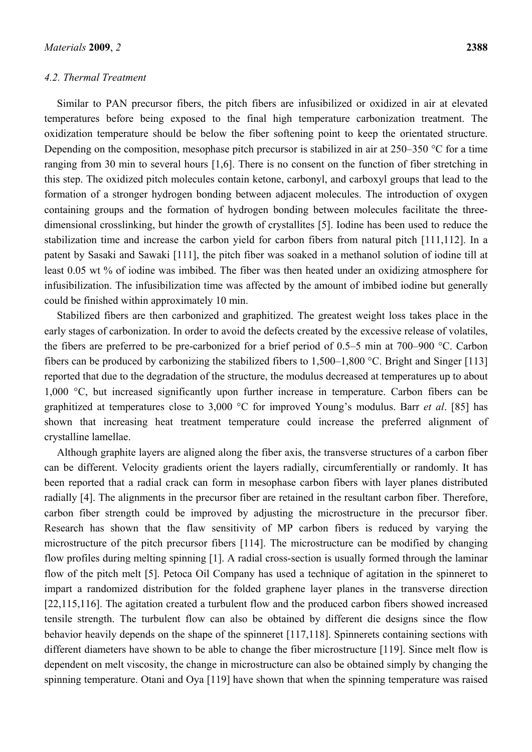### 4.2. Thermal Treatment

Similar to PAN precursor fibers, the pitch fibers are infusibilized or oxidized in air at elevated temperatures before being exposed to the final high temperature carbonization treatment. The oxidization temperature should be below the fiber softening point to keep the orientated structure. Depending on the composition, mesophase pitch precursor is stabilized in air at 250–350 °C for a time ranging from 30 min to several hours [1,6]. There is no consent on the function of fiber stretching in this step. The oxidized pitch molecules contain ketone, carbonyl, and carboxyl groups that lead to the formation of a stronger hydrogen bonding between adjacent molecules. The introduction of oxygen containing groups and the formation of hydrogen bonding between molecules facilitate the three-dimensional crosslinking, but hinder the growth of crystallites [5]. Iodine has been used to reduce the stabilization time and increase the carbon yield for carbon fibers from natural pitch [111,112]. In a patent by Sasaki and Sawaki [111], the pitch fiber was soaked in a methanol solution of iodine till at least 0.05 wt % of iodine was imbibed. The fiber was then heated under an oxidizing atmosphere for infusibilization. The infusibilization time was affected by the amount of imbibed iodine but generally could be finished within approximately 10 min.

Stabilized fibers are then carbonized and graphitized. The greatest weight loss takes place in the early stages of carbonization. In order to avoid the defects created by the excessive release of volatiles, the fibers are preferred to be pre-carbonized for a brief period of 0.5–5 min at 700–900 °C. Carbon fibers can be produced by carbonizing the stabilized fibers to 1,500–1,800 °C. Bright and Singer [113] reported that due to the degradation of the structure, the modulus decreased at temperatures up to about 1,000 °C, but increased significantly upon further increase in temperature. Carbon fibers can be graphitized at temperatures close to 3,000 °C for improved Young's modulus. Barr *et al*. [85] has shown that increasing heat treatment temperature could increase the preferred alignment of crystalline lamellae.

Although graphite layers are aligned along the fiber axis, the transverse structures of a carbon fiber can be different. Velocity gradients orient the layers radially, circumferentially or randomly. It has been reported that a radial crack can form in mesophase carbon fibers with layer planes distributed radially [4]. The alignments in the precursor fiber are retained in the resultant carbon fiber. Therefore, carbon fiber strength could be improved by adjusting the microstructure in the precursor fiber. Research has shown that the flaw sensitivity of MP carbon fibers is reduced by varying the microstructure of the pitch precursor fibers [114]. The microstructure can be modified by changing flow profiles during melting spinning [1]. A radial cross-section is usually formed through the laminar flow of the pitch melt [5]. Petoca Oil Company has used a technique of agitation in the spinneret to impart a randomized distribution for the folded graphene layer planes in the transverse direction [22,115,116]. The agitation created a turbulent flow and the produced carbon fibers showed increased tensile strength. The turbulent flow can also be obtained by different die designs since the flow behavior heavily depends on the shape of the spinneret [117,118]. Spinnerets containing sections with different diameters have shown to be able to change the fiber microstructure [119]. Since melt flow is dependent on melt viscosity, the change in microstructure can also be obtained simply by changing the spinning temperature. Otani and Oya [119] have shown that when the spinning temperature was raised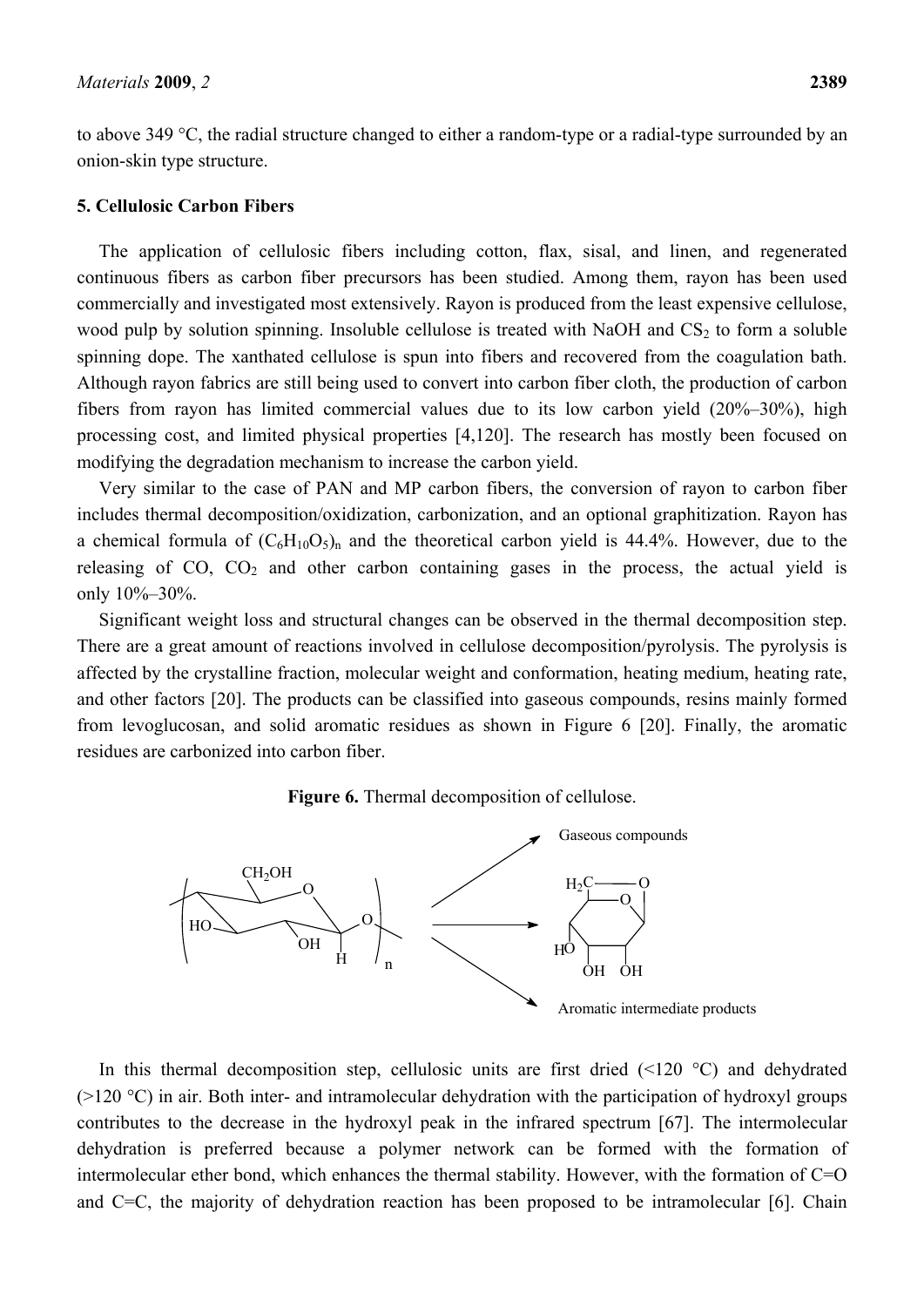to above 349 °C, the radial structure changed to either a random-type or a radial-type surrounded by an onion-skin type structure.

### 5. Cellulosic Carbon Fibers

The application of cellulosic fibers including cotton, flax, sisal, and linen, and regenerated continuous fibers as carbon fiber precursors has been studied. Among them, rayon has been used commercially and investigated most extensively. Rayon is produced from the least expensive cellulose, wood pulp by solution spinning. Insoluble cellulose is treated with NaOH and $CS_2$ to form a soluble spinning dope. The xanthated cellulose is spun into fibers and recovered from the coagulation bath. Although rayon fabrics are still being used to convert into carbon fiber cloth, the production of carbon fibers from rayon has limited commercial values due to its low carbon yield (20%–30%), high processing cost, and limited physical properties [4,120]. The research has mostly been focused on modifying the degradation mechanism to increase the carbon yield.

Very similar to the case of PAN and MP carbon fibers, the conversion of rayon to carbon fiber includes thermal decomposition/oxidization, carbonization, and an optional graphitization. Rayon has a chemical formula of $(C_6H_{10}O_5)_n$ and the theoretical carbon yield is 44.4%. However, due to the releasing of CO, $CO_2$ and other carbon containing gases in the process, the actual yield is only 10%–30%.

Significant weight loss and structural changes can be observed in the thermal decomposition step. There are a great amount of reactions involved in cellulose decomposition/pyrolysis. The pyrolysis is affected by the crystalline fraction, molecular weight and conformation, heating medium, heating rate, and other factors [20]. The products can be classified into gaseous compounds, resins mainly formed from levoglucosan, and solid aromatic residues as shown in Figure 6 [20]. Finally, the aromatic residues are carbonized into carbon fiber.

**Figure 6.** Thermal decomposition of cellulose.

Gaseous compounds

Aromatic intermediate products

In this thermal decomposition step, cellulosic units are first dried (<120 °C) and dehydrated (>120 °C) in air. Both inter- and intramolecular dehydration with the participation of hydroxyl groups contributes to the decrease in the hydroxyl peak in the infrared spectrum [67]. The intermolecular dehydration is preferred because a polymer network can be formed with the formation of intermolecular ether bond, which enhances the thermal stability. However, with the formation of C=O and C=C, the majority of dehydration reaction has been proposed to be intramolecular [6]. Chain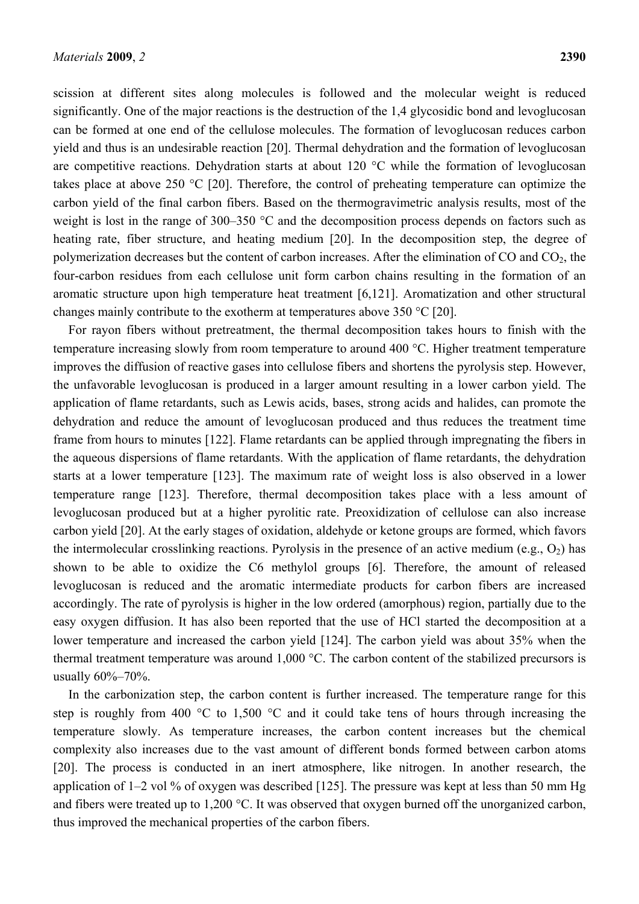scission at different sites along molecules is followed and the molecular weight is reduced significantly. One of the major reactions is the destruction of the 1,4 glycosidic bond and levoglucosan can be formed at one end of the cellulose molecules. The formation of levoglucosan reduces carbon yield and thus is an undesirable reaction [20]. Thermal dehydration and the formation of levoglucosan are competitive reactions. Dehydration starts at about 120 °C while the formation of levoglucosan takes place at above 250 °C [20]. Therefore, the control of preheating temperature can optimize the carbon yield of the final carbon fibers. Based on the thermogravimetric analysis results, most of the weight is lost in the range of 300–350 °C and the decomposition process depends on factors such as heating rate, fiber structure, and heating medium [20]. In the decomposition step, the degree of polymerization decreases but the content of carbon increases. After the elimination of CO and $CO_2$, the four-carbon residues from each cellulose unit form carbon chains resulting in the formation of an aromatic structure upon high temperature heat treatment [6,121]. Aromatization and other structural changes mainly contribute to the exotherm at temperatures above 350 °C [20].

For rayon fibers without pretreatment, the thermal decomposition takes hours to finish with the temperature increasing slowly from room temperature to around 400 °C. Higher treatment temperature improves the diffusion of reactive gases into cellulose fibers and shortens the pyrolysis step. However, the unfavorable levoglucosan is produced in a larger amount resulting in a lower carbon yield. The application of flame retardants, such as Lewis acids, bases, strong acids and halides, can promote the dehydration and reduce the amount of levoglucosan produced and thus reduces the treatment time frame from hours to minutes [122]. Flame retardants can be applied through impregnating the fibers in the aqueous dispersions of flame retardants. With the application of flame retardants, the dehydration starts at a lower temperature [123]. The maximum rate of weight loss is also observed in a lower temperature range [123]. Therefore, thermal decomposition takes place with a less amount of levoglucosan produced but at a higher pyrolitic rate. Preoxidization of cellulose can also increase carbon yield [20]. At the early stages of oxidation, aldehyde or ketone groups are formed, which favors the intermolecular crosslinking reactions. Pyrolysis in the presence of an active medium (e.g., $O_2$) has shown to be able to oxidize the C6 methylol groups [6]. Therefore, the amount of released levoglucosan is reduced and the aromatic intermediate products for carbon fibers are increased accordingly. The rate of pyrolysis is higher in the low ordered (amorphous) region, partially due to the easy oxygen diffusion. It has also been reported that the use of HCl started the decomposition at a lower temperature and increased the carbon yield [124]. The carbon yield was about 35% when the thermal treatment temperature was around 1,000 °C. The carbon content of the stabilized precursors is usually 60%–70%.

In the carbonization step, the carbon content is further increased. The temperature range for this step is roughly from 400 °C to 1,500 °C and it could take tens of hours through increasing the temperature slowly. As temperature increases, the carbon content increases but the chemical complexity also increases due to the vast amount of different bonds formed between carbon atoms [20]. The process is conducted in an inert atmosphere, like nitrogen. In another research, the application of 1–2 vol % of oxygen was described [125]. The pressure was kept at less than 50 mm Hg and fibers were treated up to 1,200 °C. It was observed that oxygen burned off the unorganized carbon, thus improved the mechanical properties of the carbon fibers.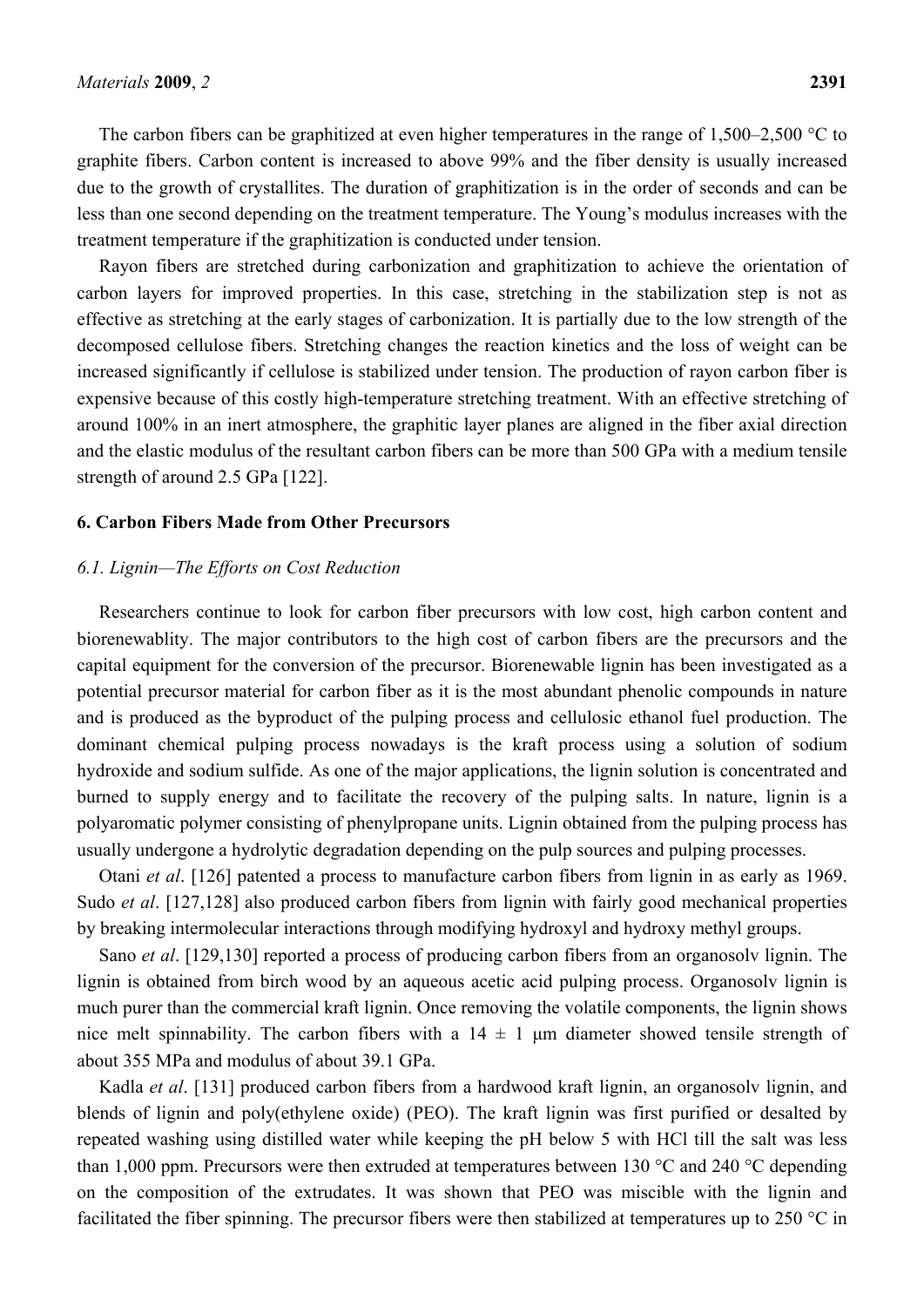The carbon fibers can be graphitized at even higher temperatures in the range of 1,500–2,500 °C to graphite fibers. Carbon content is increased to above 99% and the fiber density is usually increased due to the growth of crystallites. The duration of graphitization is in the order of seconds and can be less than one second depending on the treatment temperature. The Young's modulus increases with the treatment temperature if the graphitization is conducted under tension.

Rayon fibers are stretched during carbonization and graphitization to achieve the orientation of carbon layers for improved properties. In this case, stretching in the stabilization step is not as effective as stretching at the early stages of carbonization. It is partially due to the low strength of the decomposed cellulose fibers. Stretching changes the reaction kinetics and the loss of weight can be increased significantly if cellulose is stabilized under tension. The production of rayon carbon fiber is expensive because of this costly high-temperature stretching treatment. With an effective stretching of around 100% in an inert atmosphere, the graphitic layer planes are aligned in the fiber axial direction and the elastic modulus of the resultant carbon fibers can be more than 500 GPa with a medium tensile strength of around 2.5 GPa [122].

## 6. Carbon Fibers Made from Other Precursors

### *6.1. Lignin—The Efforts on Cost Reduction*

Researchers continue to look for carbon fiber precursors with low cost, high carbon content and biorenewablity. The major contributors to the high cost of carbon fibers are the precursors and the capital equipment for the conversion of the precursor. Biorenewable lignin has been investigated as a potential precursor material for carbon fiber as it is the most abundant phenolic compounds in nature and is produced as the byproduct of the pulping process and cellulosic ethanol fuel production. The dominant chemical pulping process nowadays is the kraft process using a solution of sodium hydroxide and sodium sulfide. As one of the major applications, the lignin solution is concentrated and burned to supply energy and to facilitate the recovery of the pulping salts. In nature, lignin is a polyaromatic polymer consisting of phenylpropane units. Lignin obtained from the pulping process has usually undergone a hydrolytic degradation depending on the pulp sources and pulping processes.

Otani *et al*. [126] patented a process to manufacture carbon fibers from lignin in as early as 1969. Sudo *et al*. [127,128] also produced carbon fibers from lignin with fairly good mechanical properties by breaking intermolecular interactions through modifying hydroxyl and hydroxy methyl groups.

Sano *et al*. [129,130] reported a process of producing carbon fibers from an organosolv lignin. The lignin is obtained from birch wood by an aqueous acetic acid pulping process. Organosolv lignin is much purer than the commercial kraft lignin. Once removing the volatile components, the lignin shows nice melt spinnability. The carbon fibers with a 14 ± 1 μm diameter showed tensile strength of about 355 MPa and modulus of about 39.1 GPa.

Kadla *et al*. [131] produced carbon fibers from a hardwood kraft lignin, an organosolv lignin, and blends of lignin and poly(ethylene oxide) (PEO). The kraft lignin was first purified or desalted by repeated washing using distilled water while keeping the pH below 5 with HCl till the salt was less than 1,000 ppm. Precursors were then extruded at temperatures between 130 °C and 240 °C depending on the composition of the extrudates. It was shown that PEO was miscible with the lignin and facilitated the fiber spinning. The precursor fibers were then stabilized at temperatures up to 250 °C in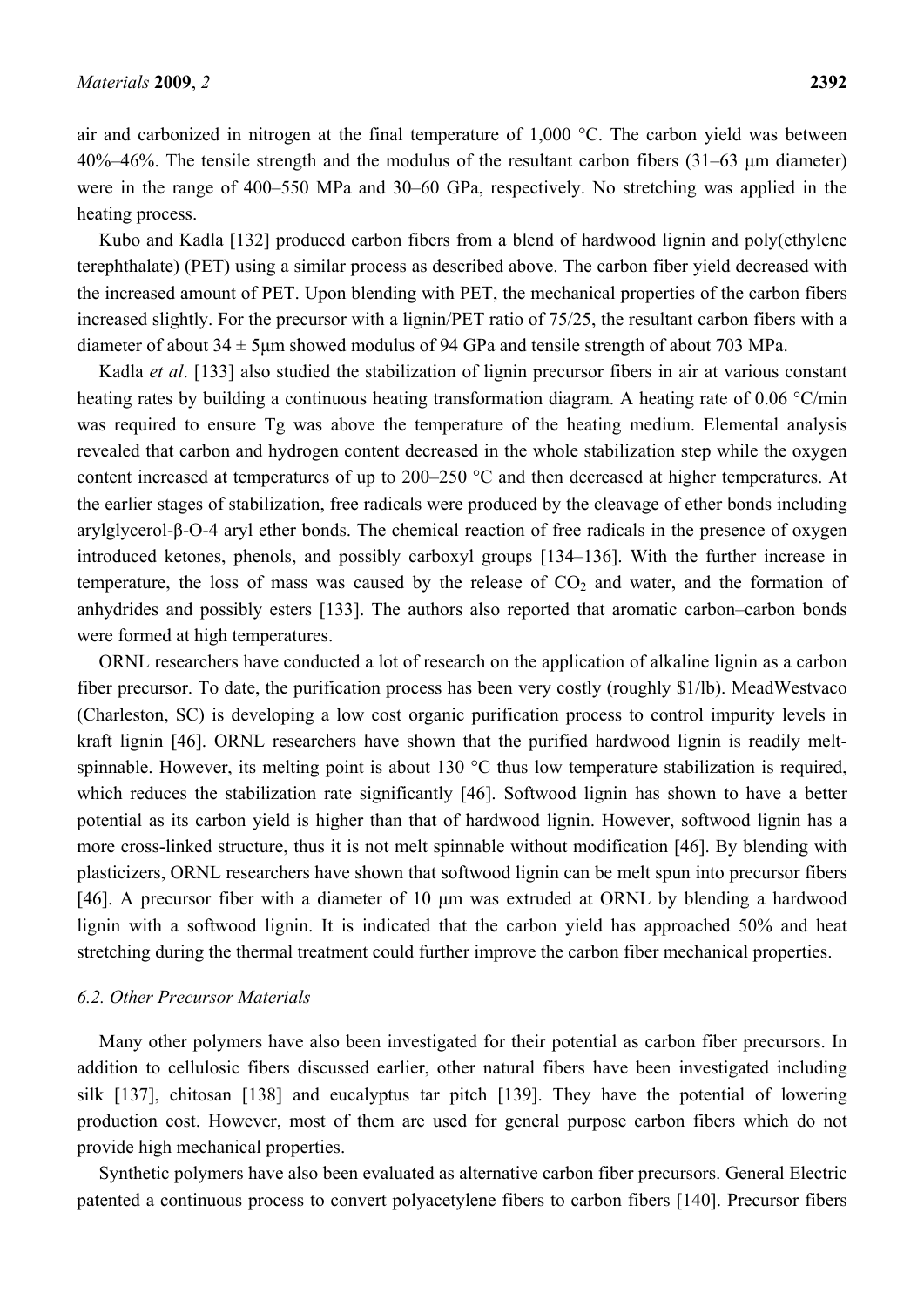air and carbonized in nitrogen at the final temperature of 1,000 °C. The carbon yield was between 40%–46%. The tensile strength and the modulus of the resultant carbon fibers (31–63 µm diameter) were in the range of 400–550 MPa and 30–60 GPa, respectively. No stretching was applied in the heating process.

Kubo and Kadla [132] produced carbon fibers from a blend of hardwood lignin and poly(ethylene terephthalate) (PET) using a similar process as described above. The carbon fiber yield decreased with the increased amount of PET. Upon blending with PET, the mechanical properties of the carbon fibers increased slightly. For the precursor with a lignin/PET ratio of 75/25, the resultant carbon fibers with a diameter of about 34 ± 5µm showed modulus of 94 GPa and tensile strength of about 703 MPa.

Kadla *et al*. [133] also studied the stabilization of lignin precursor fibers in air at various constant heating rates by building a continuous heating transformation diagram. A heating rate of 0.06 °C/min was required to ensure Tg was above the temperature of the heating medium. Elemental analysis revealed that carbon and hydrogen content decreased in the whole stabilization step while the oxygen content increased at temperatures of up to 200–250 °C and then decreased at higher temperatures. At the earlier stages of stabilization, free radicals were produced by the cleavage of ether bonds including arylglycerol-β-O-4 aryl ether bonds. The chemical reaction of free radicals in the presence of oxygen introduced ketones, phenols, and possibly carboxyl groups [134–136]. With the further increase in temperature, the loss of mass was caused by the release of $CO_2$ and water, and the formation of anhydrides and possibly esters [133]. The authors also reported that aromatic carbon–carbon bonds were formed at high temperatures.

ORNL researchers have conducted a lot of research on the application of alkaline lignin as a carbon fiber precursor. To date, the purification process has been very costly (roughly $1/lb). MeadWestvaco (Charleston, SC) is developing a low cost organic purification process to control impurity levels in kraft lignin [46]. ORNL researchers have shown that the purified hardwood lignin is readily melt-spinnable. However, its melting point is about 130 °C thus low temperature stabilization is required, which reduces the stabilization rate significantly [46]. Softwood lignin has shown to have a better potential as its carbon yield is higher than that of hardwood lignin. However, softwood lignin has a more cross-linked structure, thus it is not melt spinnable without modification [46]. By blending with plasticizers, ORNL researchers have shown that softwood lignin can be melt spun into precursor fibers [46]. A precursor fiber with a diameter of 10 µm was extruded at ORNL by blending a hardwood lignin with a softwood lignin. It is indicated that the carbon yield has approached 50% and heat stretching during the thermal treatment could further improve the carbon fiber mechanical properties.

### *6.2. Other Precursor Materials*

Many other polymers have also been investigated for their potential as carbon fiber precursors. In addition to cellulosic fibers discussed earlier, other natural fibers have been investigated including silk [137], chitosan [138] and eucalyptus tar pitch [139]. They have the potential of lowering production cost. However, most of them are used for general purpose carbon fibers which do not provide high mechanical properties.

Synthetic polymers have also been evaluated as alternative carbon fiber precursors. General Electric patented a continuous process to convert polyacetylene fibers to carbon fibers [140]. Precursor fibers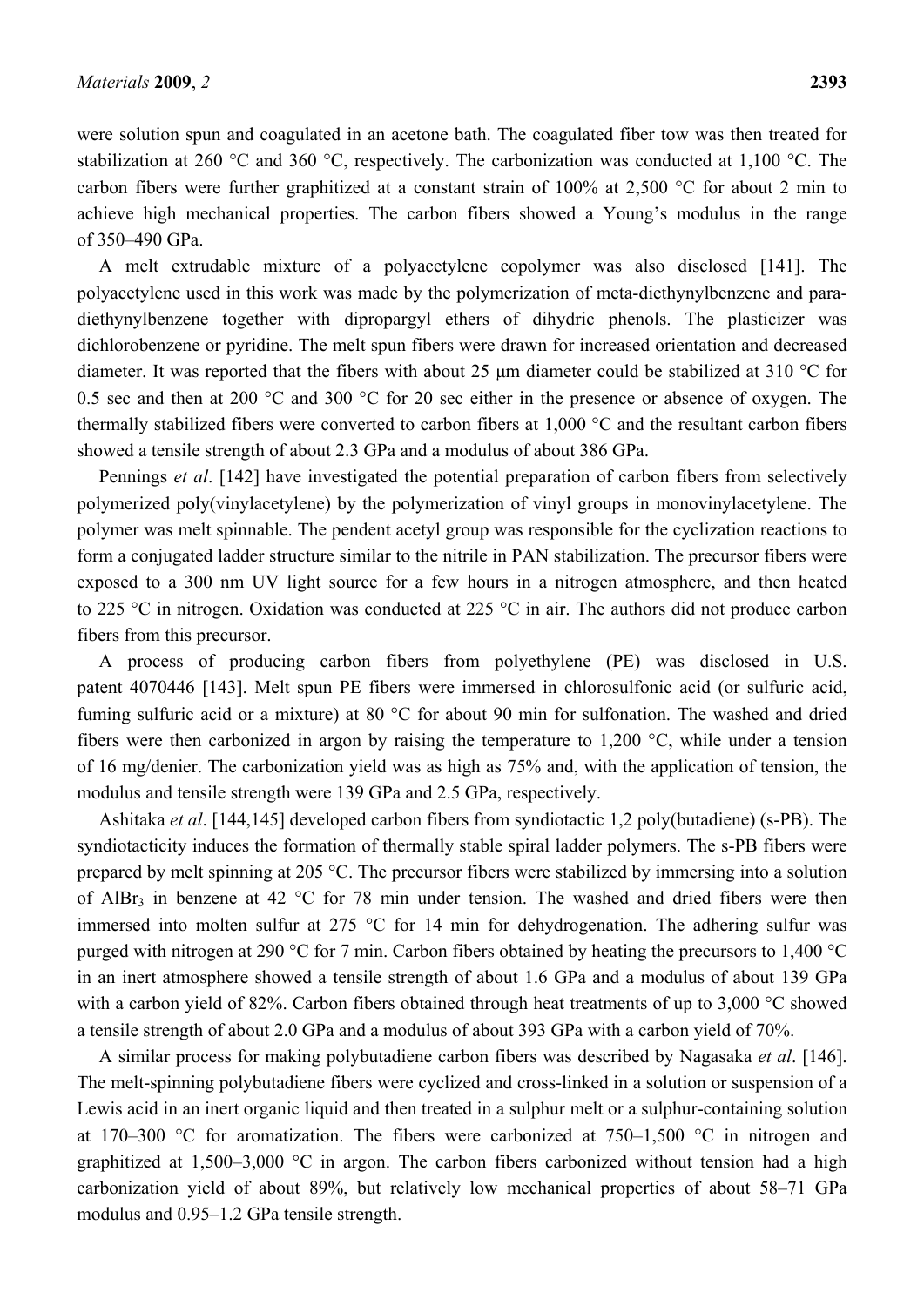were solution spun and coagulated in an acetone bath. The coagulated fiber tow was then treated for stabilization at 260 °C and 360 °C, respectively. The carbonization was conducted at 1,100 °C. The carbon fibers were further graphitized at a constant strain of 100% at 2,500 °C for about 2 min to achieve high mechanical properties. The carbon fibers showed a Young's modulus in the range of 350–490 GPa.

A melt extrudable mixture of a polyacetylene copolymer was also disclosed [141]. The polyacetylene used in this work was made by the polymerization of meta-diethynylbenzene and para-diethynylbenzene together with dipropargyl ethers of dihydric phenols. The plasticizer was dichlorobenzene or pyridine. The melt spun fibers were drawn for increased orientation and decreased diameter. It was reported that the fibers with about 25 μm diameter could be stabilized at 310 °C for 0.5 sec and then at 200 °C and 300 °C for 20 sec either in the presence or absence of oxygen. The thermally stabilized fibers were converted to carbon fibers at 1,000 °C and the resultant carbon fibers showed a tensile strength of about 2.3 GPa and a modulus of about 386 GPa.

Pennings *et al*. [142] have investigated the potential preparation of carbon fibers from selectively polymerized poly(vinylacetylene) by the polymerization of vinyl groups in monovinylacetylene. The polymer was melt spinnable. The pendent acetyl group was responsible for the cyclization reactions to form a conjugated ladder structure similar to the nitrile in PAN stabilization. The precursor fibers were exposed to a 300 nm UV light source for a few hours in a nitrogen atmosphere, and then heated to 225 °C in nitrogen. Oxidation was conducted at 225 °C in air. The authors did not produce carbon fibers from this precursor.

A process of producing carbon fibers from polyethylene (PE) was disclosed in U.S. patent 4070446 [143]. Melt spun PE fibers were immersed in chlorosulfonic acid (or sulfuric acid, fuming sulfuric acid or a mixture) at 80 °C for about 90 min for sulfonation. The washed and dried fibers were then carbonized in argon by raising the temperature to 1,200 °C, while under a tension of 16 mg/denier. The carbonization yield was as high as 75% and, with the application of tension, the modulus and tensile strength were 139 GPa and 2.5 GPa, respectively.

Ashitaka *et al*. [144,145] developed carbon fibers from syndiotactic 1,2 poly(butadiene) (s-PB). The syndiotacticity induces the formation of thermally stable spiral ladder polymers. The s-PB fibers were prepared by melt spinning at 205 °C. The precursor fibers were stabilized by immersing into a solution of $AlBr_3$ in benzene at 42 °C for 78 min under tension. The washed and dried fibers were then immersed into molten sulfur at 275 °C for 14 min for dehydrogenation. The adhering sulfur was purged with nitrogen at 290 °C for 7 min. Carbon fibers obtained by heating the precursors to 1,400 °C in an inert atmosphere showed a tensile strength of about 1.6 GPa and a modulus of about 139 GPa with a carbon yield of 82%. Carbon fibers obtained through heat treatments of up to 3,000 °C showed a tensile strength of about 2.0 GPa and a modulus of about 393 GPa with a carbon yield of 70%.

A similar process for making polybutadiene carbon fibers was described by Nagasaka *et al*. [146]. The melt-spinning polybutadiene fibers were cyclized and cross-linked in a solution or suspension of a Lewis acid in an inert organic liquid and then treated in a sulphur melt or a sulphur-containing solution at 170–300 °C for aromatization. The fibers were carbonized at 750–1,500 °C in nitrogen and graphitized at 1,500–3,000 °C in argon. The carbon fibers carbonized without tension had a high carbonization yield of about 89%, but relatively low mechanical properties of about 58–71 GPa modulus and 0.95–1.2 GPa tensile strength.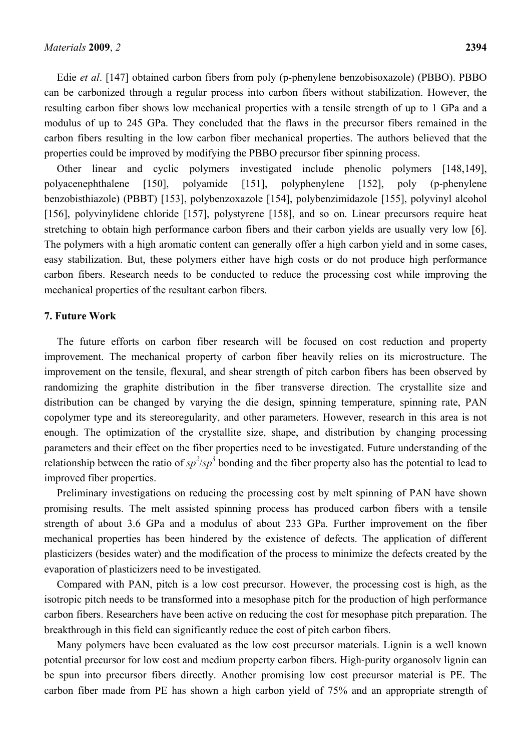Edie *et al*. [147] obtained carbon fibers from poly (p-phenylene benzobisoxazole) (PBBO). PBBO can be carbonized through a regular process into carbon fibers without stabilization. However, the resulting carbon fiber shows low mechanical properties with a tensile strength of up to 1 GPa and a modulus of up to 245 GPa. They concluded that the flaws in the precursor fibers remained in the carbon fibers resulting in the low carbon fiber mechanical properties. The authors believed that the properties could be improved by modifying the PBBO precursor fiber spinning process.

Other linear and cyclic polymers investigated include phenolic polymers [148,149], polyacenephthalene [150], polyamide [151], polyphenylene [152], poly (p-phenylene benzobisthiazole) (PBBT) [153], polybenzoxazole [154], polybenzimidazole [155], polyvinyl alcohol [156], polyvinylidene chloride [157], polystyrene [158], and so on. Linear precursors require heat stretching to obtain high performance carbon fibers and their carbon yields are usually very low [6]. The polymers with a high aromatic content can generally offer a high carbon yield and in some cases, easy stabilization. But, these polymers either have high costs or do not produce high performance carbon fibers. Research needs to be conducted to reduce the processing cost while improving the mechanical properties of the resultant carbon fibers.

## 7. Future Work

The future efforts on carbon fiber research will be focused on cost reduction and property improvement. The mechanical property of carbon fiber heavily relies on its microstructure. The improvement on the tensile, flexural, and shear strength of pitch carbon fibers has been observed by randomizing the graphite distribution in the fiber transverse direction. The crystallite size and distribution can be changed by varying the die design, spinning temperature, spinning rate, PAN copolymer type and its stereoregularity, and other parameters. However, research in this area is not enough. The optimization of the crystallite size, shape, and distribution by changing processing parameters and their effect on the fiber properties need to be investigated. Future understanding of the relationship between the ratio of $sp^2/sp^3$ bonding and the fiber property also has the potential to lead to improved fiber properties.

Preliminary investigations on reducing the processing cost by melt spinning of PAN have shown promising results. The melt assisted spinning process has produced carbon fibers with a tensile strength of about 3.6 GPa and a modulus of about 233 GPa. Further improvement on the fiber mechanical properties has been hindered by the existence of defects. The application of different plasticizers (besides water) and the modification of the process to minimize the defects created by the evaporation of plasticizers need to be investigated.

Compared with PAN, pitch is a low cost precursor. However, the processing cost is high, as the isotropic pitch needs to be transformed into a mesophase pitch for the production of high performance carbon fibers. Researchers have been active on reducing the cost for mesophase pitch preparation. The breakthrough in this field can significantly reduce the cost of pitch carbon fibers.

Many polymers have been evaluated as the low cost precursor materials. Lignin is a well known potential precursor for low cost and medium property carbon fibers. High-purity organosolv lignin can be spun into precursor fibers directly. Another promising low cost precursor material is PE. The carbon fiber made from PE has shown a high carbon yield of 75% and an appropriate strength of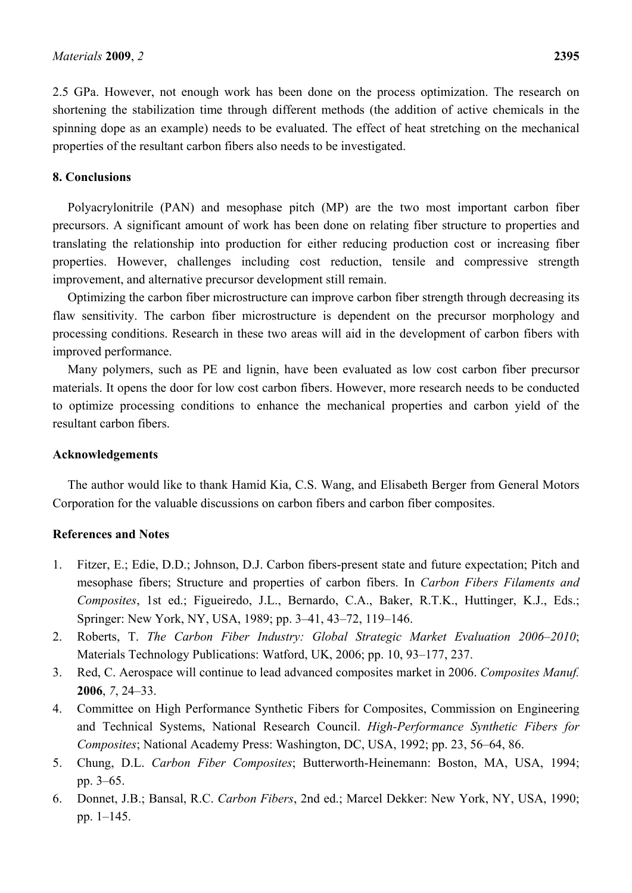2.5 GPa. However, not enough work has been done on the process optimization. The research on shortening the stabilization time through different methods (the addition of active chemicals in the spinning dope as an example) needs to be evaluated. The effect of heat stretching on the mechanical properties of the resultant carbon fibers also needs to be investigated.

## 8. Conclusions

Polyacrylonitrile (PAN) and mesophase pitch (MP) are the two most important carbon fiber precursors. A significant amount of work has been done on relating fiber structure to properties and translating the relationship into production for either reducing production cost or increasing fiber properties. However, challenges including cost reduction, tensile and compressive strength improvement, and alternative precursor development still remain.

Optimizing the carbon fiber microstructure can improve carbon fiber strength through decreasing its flaw sensitivity. The carbon fiber microstructure is dependent on the precursor morphology and processing conditions. Research in these two areas will aid in the development of carbon fibers with improved performance.

Many polymers, such as PE and lignin, have been evaluated as low cost carbon fiber precursor materials. It opens the door for low cost carbon fibers. However, more research needs to be conducted to optimize processing conditions to enhance the mechanical properties and carbon yield of the resultant carbon fibers.

## Acknowledgements

The author would like to thank Hamid Kia, C.S. Wang, and Elisabeth Berger from General Motors Corporation for the valuable discussions on carbon fibers and carbon fiber composites.

## References and Notes

1. Fitzer, E.; Edie, D.D.; Johnson, D.J. Carbon fibers-present state and future expectation; Pitch and mesophase fibers; Structure and properties of carbon fibers. In *Carbon Fibers Filaments and Composites*, 1st ed.; Figueiredo, J.L., Bernardo, C.A., Baker, R.T.K., Huttinger, K.J., Eds.; Springer: New York, NY, USA, 1989; pp. 3–41, 43–72, 119–146.
2. Roberts, T. *The Carbon Fiber Industry: Global Strategic Market Evaluation 2006–2010*; Materials Technology Publications: Watford, UK, 2006; pp. 10, 93–177, 237.
3. Red, C. Aerospace will continue to lead advanced composites market in 2006. *Composites Manuf.* **2006**, *7*, 24–33.
4. Committee on High Performance Synthetic Fibers for Composites, Commission on Engineering and Technical Systems, National Research Council. *High-Performance Synthetic Fibers for Composites*; National Academy Press: Washington, DC, USA, 1992; pp. 23, 56–64, 86.
5. Chung, D.L. *Carbon Fiber Composites*; Butterworth-Heinemann: Boston, MA, USA, 1994; pp. 3–65.
6. Donnet, J.B.; Bansal, R.C. *Carbon Fibers*, 2nd ed.; Marcel Dekker: New York, NY, USA, 1990; pp. 1–145.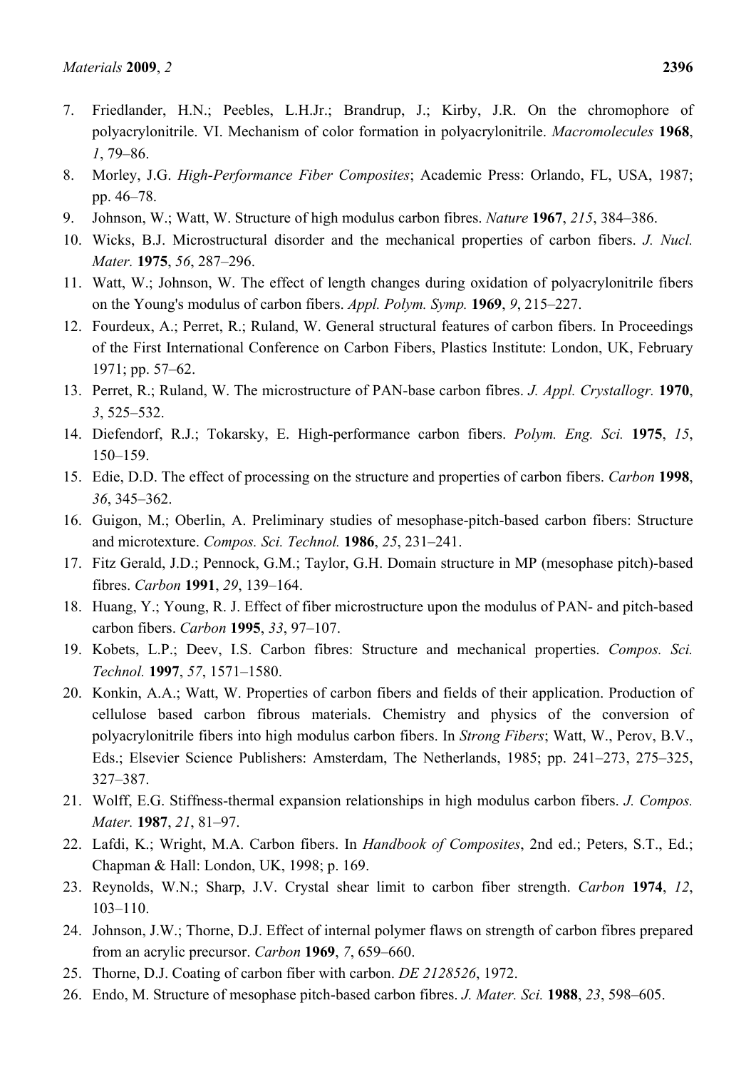7. Friedlander, H.N.; Peebles, L.H.Jr.; Brandrup, J.; Kirby, J.R. On the chromophore of polyacrylonitrile. VI. Mechanism of color formation in polyacrylonitrile. *Macromolecules* **1968**, *1*, 79–86.
8. Morley, J.G. *High-Performance Fiber Composites*; Academic Press: Orlando, FL, USA, 1987; pp. 46–78.
9. Johnson, W.; Watt, W. Structure of high modulus carbon fibres. *Nature* **1967**, *215*, 384–386.
10. Wicks, B.J. Microstructural disorder and the mechanical properties of carbon fibers. *J. Nucl. Mater.* **1975**, *56*, 287–296.
11. Watt, W.; Johnson, W. The effect of length changes during oxidation of polyacrylonitrile fibers on the Young's modulus of carbon fibers. *Appl. Polym. Symp.* **1969**, *9*, 215–227.
12. Fourdeux, A.; Perret, R.; Ruland, W. General structural features of carbon fibers. In Proceedings of the First International Conference on Carbon Fibers, Plastics Institute: London, UK, February 1971; pp. 57–62.
13. Perret, R.; Ruland, W. The microstructure of PAN-base carbon fibres. *J. Appl. Crystallogr.* **1970**, *3*, 525–532.
14. Diefendorf, R.J.; Tokarsky, E. High-performance carbon fibers. *Polym. Eng. Sci.* **1975**, *15*, 150–159.
15. Edie, D.D. The effect of processing on the structure and properties of carbon fibers. *Carbon* **1998**, *36*, 345–362.
16. Guigon, M.; Oberlin, A. Preliminary studies of mesophase-pitch-based carbon fibers: Structure and microtexture. *Compos. Sci. Technol.* **1986**, *25*, 231–241.
17. Fitz Gerald, J.D.; Pennock, G.M.; Taylor, G.H. Domain structure in MP (mesophase pitch)-based fibres. *Carbon* **1991**, *29*, 139–164.
18. Huang, Y.; Young, R. J. Effect of fiber microstructure upon the modulus of PAN- and pitch-based carbon fibers. *Carbon* **1995**, *33*, 97–107.
19. Kobets, L.P.; Deev, I.S. Carbon fibres: Structure and mechanical properties. *Compos. Sci. Technol.* **1997**, *57*, 1571–1580.
20. Konkin, A.A.; Watt, W. Properties of carbon fibers and fields of their application. Production of cellulose based carbon fibrous materials. Chemistry and physics of the conversion of polyacrylonitrile fibers into high modulus carbon fibers. In *Strong Fibers*; Watt, W., Perov, B.V., Eds.; Elsevier Science Publishers: Amsterdam, The Netherlands, 1985; pp. 241–273, 275–325, 327–387.
21. Wolff, E.G. Stiffness-thermal expansion relationships in high modulus carbon fibers. *J. Compos. Mater.* **1987**, *21*, 81–97.
22. Lafdi, K.; Wright, M.A. Carbon fibers. In *Handbook of Composites*, 2nd ed.; Peters, S.T., Ed.; Chapman & Hall: London, UK, 1998; p. 169.
23. Reynolds, W.N.; Sharp, J.V. Crystal shear limit to carbon fiber strength. *Carbon* **1974**, *12*, 103–110.
24. Johnson, J.W.; Thorne, D.J. Effect of internal polymer flaws on strength of carbon fibres prepared from an acrylic precursor. *Carbon* **1969**, *7*, 659–660.
25. Thorne, D.J. Coating of carbon fiber with carbon. *DE 2128526*, 1972.
26. Endo, M. Structure of mesophase pitch-based carbon fibres. *J. Mater. Sci.* **1988**, *23*, 598–605.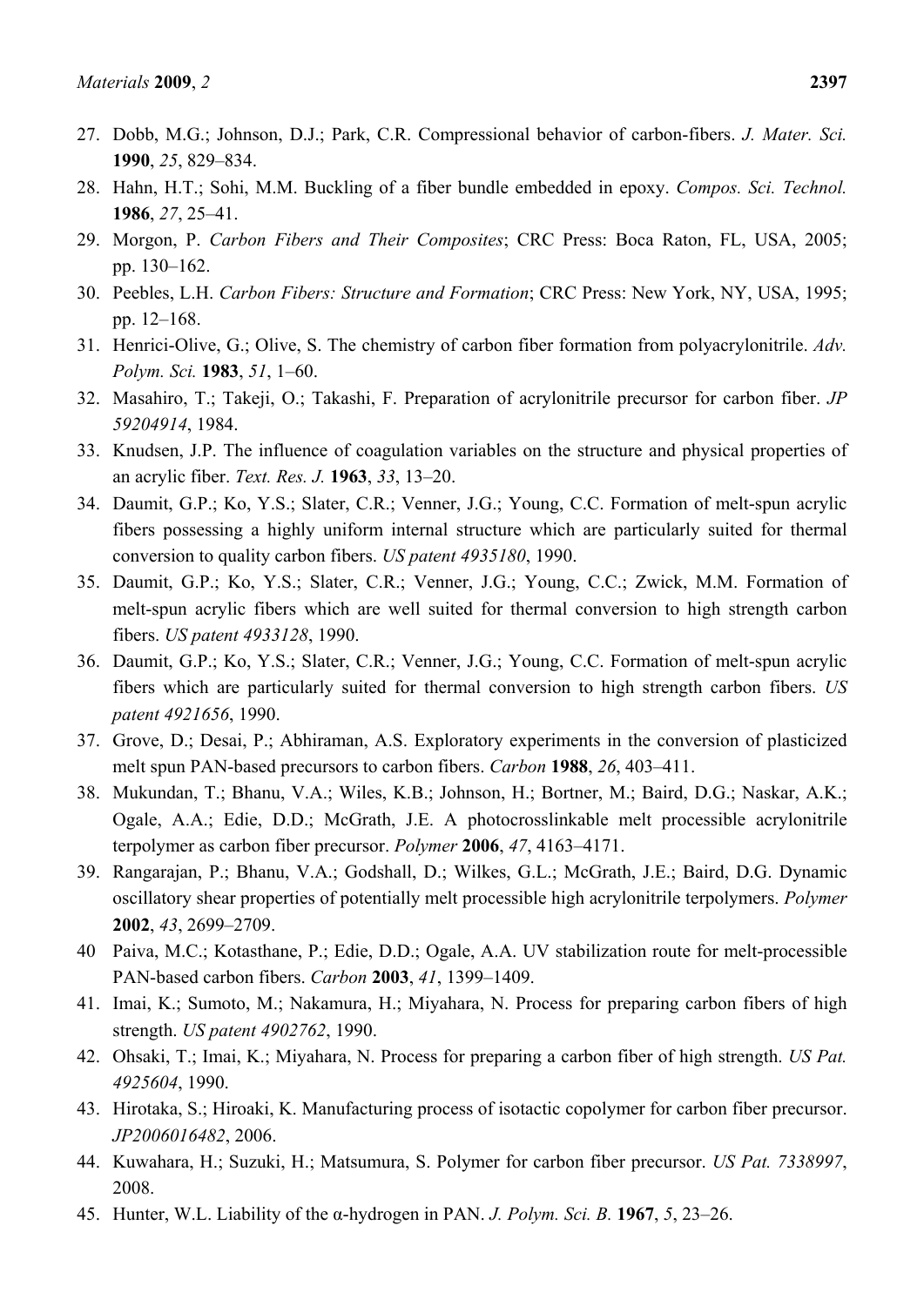27. Dobb, M.G.; Johnson, D.J.; Park, C.R. Compressional behavior of carbon-fibers. *J. Mater. Sci.* **1990**, *25*, 829–834.
28. Hahn, H.T.; Sohi, M.M. Buckling of a fiber bundle embedded in epoxy. *Compos. Sci. Technol.* **1986**, *27*, 25–41.
29. Morgon, P. *Carbon Fibers and Their Composites*; CRC Press: Boca Raton, FL, USA, 2005; pp. 130–162.
30. Peebles, L.H. *Carbon Fibers: Structure and Formation*; CRC Press: New York, NY, USA, 1995; pp. 12–168.
31. Henrici-Olive, G.; Olive, S. The chemistry of carbon fiber formation from polyacrylonitrile. *Adv. Polym. Sci.* **1983**, *51*, 1–60.
32. Masahiro, T.; Takeji, O.; Takashi, F. Preparation of acrylonitrile precursor for carbon fiber. *JP 59204914*, 1984.
33. Knudsen, J.P. The influence of coagulation variables on the structure and physical properties of an acrylic fiber. *Text. Res. J.* **1963**, *33*, 13–20.
34. Daumit, G.P.; Ko, Y.S.; Slater, C.R.; Venner, J.G.; Young, C.C. Formation of melt-spun acrylic fibers possessing a highly uniform internal structure which are particularly suited for thermal conversion to quality carbon fibers. *US patent 4935180*, 1990.
35. Daumit, G.P.; Ko, Y.S.; Slater, C.R.; Venner, J.G.; Young, C.C.; Zwick, M.M. Formation of melt-spun acrylic fibers which are well suited for thermal conversion to high strength carbon fibers. *US patent 4933128*, 1990.
36. Daumit, G.P.; Ko, Y.S.; Slater, C.R.; Venner, J.G.; Young, C.C. Formation of melt-spun acrylic fibers which are particularly suited for thermal conversion to high strength carbon fibers. *US patent 4921656*, 1990.
37. Grove, D.; Desai, P.; Abhiraman, A.S. Exploratory experiments in the conversion of plasticized melt spun PAN-based precursors to carbon fibers. *Carbon* **1988**, *26*, 403–411.
38. Mukundan, T.; Bhanu, V.A.; Wiles, K.B.; Johnson, H.; Bortner, M.; Baird, D.G.; Naskar, A.K.; Ogale, A.A.; Edie, D.D.; McGrath, J.E. A photocrosslinkable melt processible acrylonitrile terpolymer as carbon fiber precursor. *Polymer* **2006**, *47*, 4163–4171.
39. Rangarajan, P.; Bhanu, V.A.; Godshall, D.; Wilkes, G.L.; McGrath, J.E.; Baird, D.G. Dynamic oscillatory shear properties of potentially melt processible high acrylonitrile terpolymers. *Polymer* **2002**, *43*, 2699–2709.
40 Paiva, M.C.; Kotasthane, P.; Edie, D.D.; Ogale, A.A. UV stabilization route for melt-processible PAN-based carbon fibers. *Carbon* **2003**, *41*, 1399–1409.
41. Imai, K.; Sumoto, M.; Nakamura, H.; Miyahara, N. Process for preparing carbon fibers of high strength. *US patent 4902762*, 1990.
42. Ohsaki, T.; Imai, K.; Miyahara, N. Process for preparing a carbon fiber of high strength. *US Pat. 4925604*, 1990.
43. Hirotaka, S.; Hiroaki, K. Manufacturing process of isotactic copolymer for carbon fiber precursor. *JP2006016482*, 2006.
44. Kuwahara, H.; Suzuki, H.; Matsumura, S. Polymer for carbon fiber precursor. *US Pat. 7338997*, 2008.
45. Hunter, W.L. Liability of the α-hydrogen in PAN. *J. Polym. Sci. B.* **1967**, *5*, 23–26.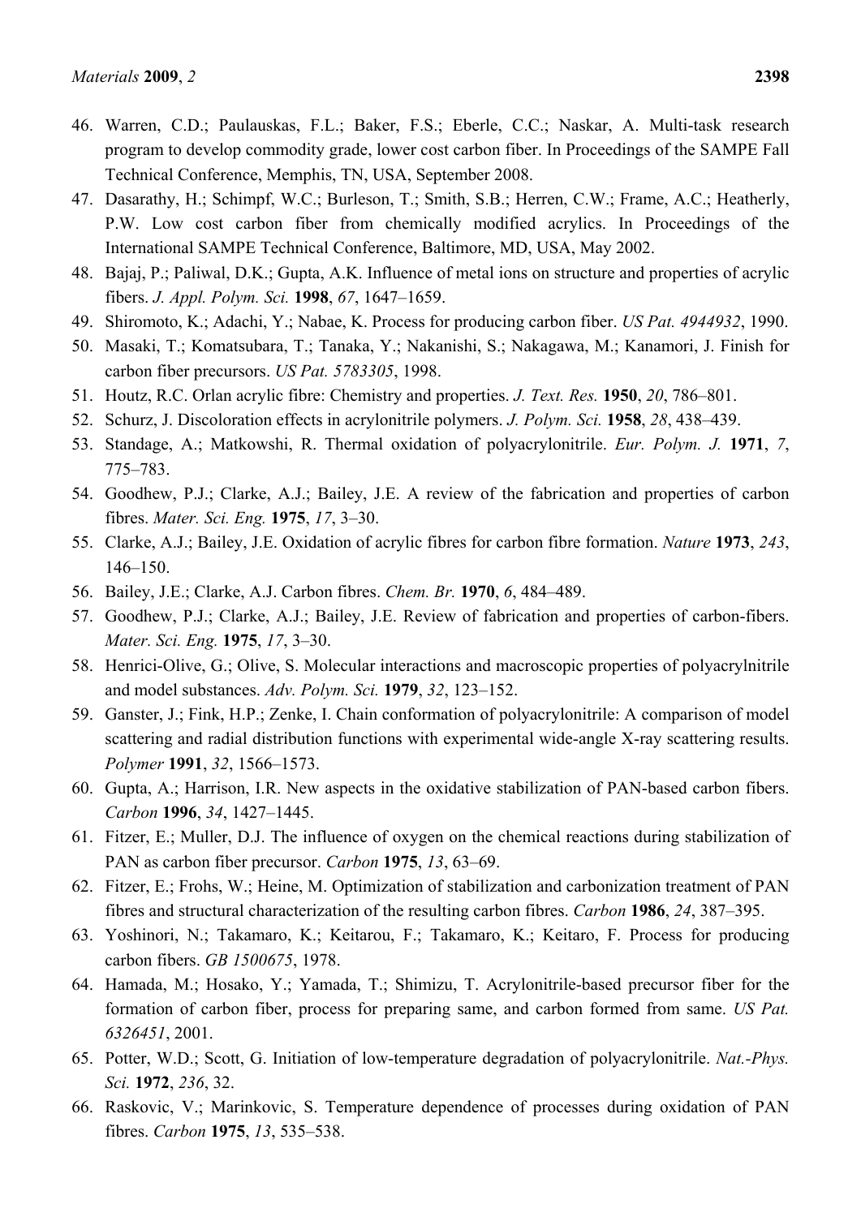46. Warren, C.D.; Paulauskas, F.L.; Baker, F.S.; Eberle, C.C.; Naskar, A. Multi-task research program to develop commodity grade, lower cost carbon fiber. In Proceedings of the SAMPE Fall Technical Conference, Memphis, TN, USA, September 2008.
47. Dasarathy, H.; Schimpf, W.C.; Burleson, T.; Smith, S.B.; Herren, C.W.; Frame, A.C.; Heatherly, P.W. Low cost carbon fiber from chemically modified acrylics. In Proceedings of the International SAMPE Technical Conference, Baltimore, MD, USA, May 2002.
48. Bajaj, P.; Paliwal, D.K.; Gupta, A.K. Influence of metal ions on structure and properties of acrylic fibers. *J. Appl. Polym. Sci.* **1998**, *67*, 1647–1659.
49. Shiromoto, K.; Adachi, Y.; Nabae, K. Process for producing carbon fiber. *US Pat. 4944932*, 1990.
50. Masaki, T.; Komatsubara, T.; Tanaka, Y.; Nakanishi, S.; Nakagawa, M.; Kanamori, J. Finish for carbon fiber precursors. *US Pat. 5783305*, 1998.
51. Houtz, R.C. Orlan acrylic fibre: Chemistry and properties. *J. Text. Res.* **1950**, *20*, 786–801.
52. Schurz, J. Discoloration effects in acrylonitrile polymers. *J. Polym. Sci.* **1958**, *28*, 438–439.
53. Standage, A.; Matkowshi, R. Thermal oxidation of polyacrylonitrile. *Eur. Polym. J.* **1971**, *7*, 775–783.
54. Goodhew, P.J.; Clarke, A.J.; Bailey, J.E. A review of the fabrication and properties of carbon fibres. *Mater. Sci. Eng.* **1975**, *17*, 3–30.
55. Clarke, A.J.; Bailey, J.E. Oxidation of acrylic fibres for carbon fibre formation. *Nature* **1973**, *243*, 146–150.
56. Bailey, J.E.; Clarke, A.J. Carbon fibres. *Chem. Br.* **1970**, *6*, 484–489.
57. Goodhew, P.J.; Clarke, A.J.; Bailey, J.E. Review of fabrication and properties of carbon-fibers. *Mater. Sci. Eng.* **1975**, *17*, 3–30.
58. Henrici-Olive, G.; Olive, S. Molecular interactions and macroscopic properties of polyacrylnitrile and model substances. *Adv. Polym. Sci.* **1979**, *32*, 123–152.
59. Ganster, J.; Fink, H.P.; Zenke, I. Chain conformation of polyacrylonitrile: A comparison of model scattering and radial distribution functions with experimental wide-angle X-ray scattering results. *Polymer* **1991**, *32*, 1566–1573.
60. Gupta, A.; Harrison, I.R. New aspects in the oxidative stabilization of PAN-based carbon fibers. *Carbon* **1996**, *34*, 1427–1445.
61. Fitzer, E.; Muller, D.J. The influence of oxygen on the chemical reactions during stabilization of PAN as carbon fiber precursor. *Carbon* **1975**, *13*, 63–69.
62. Fitzer, E.; Frohs, W.; Heine, M. Optimization of stabilization and carbonization treatment of PAN fibres and structural characterization of the resulting carbon fibres. *Carbon* **1986**, *24*, 387–395.
63. Yoshinori, N.; Takamaro, K.; Keitarou, F.; Takamaro, K.; Keitaro, F. Process for producing carbon fibers. *GB 1500675*, 1978.
64. Hamada, M.; Hosako, Y.; Yamada, T.; Shimizu, T. Acrylonitrile-based precursor fiber for the formation of carbon fiber, process for preparing same, and carbon formed from same. *US Pat. 6326451*, 2001.
65. Potter, W.D.; Scott, G. Initiation of low-temperature degradation of polyacrylonitrile. *Nat.-Phys. Sci.* **1972**, *236*, 32.
66. Raskovic, V.; Marinkovic, S. Temperature dependence of processes during oxidation of PAN fibres. *Carbon* **1975**, *13*, 535–538.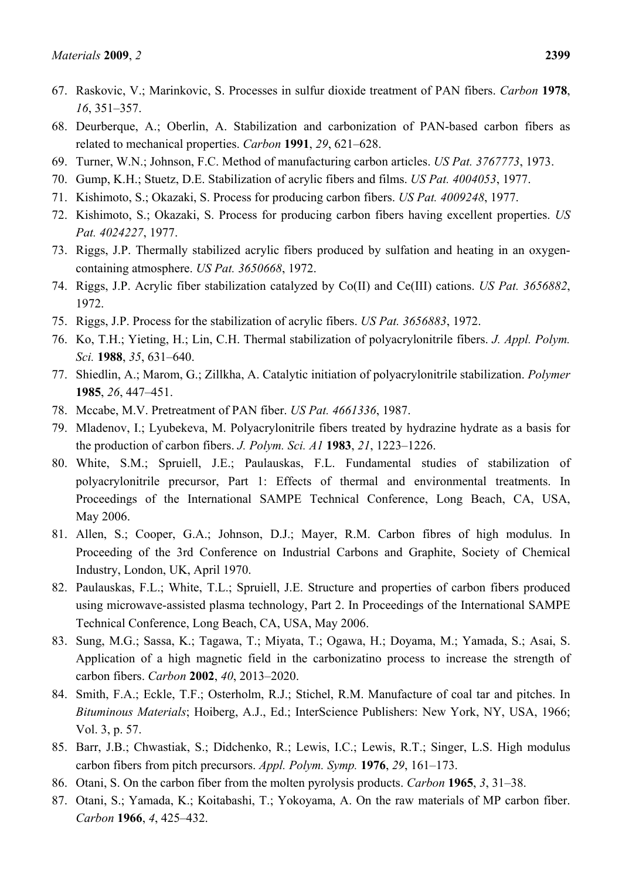67. Raskovic, V.; Marinkovic, S. Processes in sulfur dioxide treatment of PAN fibers. *Carbon* **1978**, *16*, 351–357.
68. Deurberque, A.; Oberlin, A. Stabilization and carbonization of PAN-based carbon fibers as related to mechanical properties. *Carbon* **1991**, *29*, 621–628.
69. Turner, W.N.; Johnson, F.C. Method of manufacturing carbon articles. *US Pat. 3767773*, 1973.
70. Gump, K.H.; Stuetz, D.E. Stabilization of acrylic fibers and films. *US Pat. 4004053*, 1977.
71. Kishimoto, S.; Okazaki, S. Process for producing carbon fibers. *US Pat. 4009248*, 1977.
72. Kishimoto, S.; Okazaki, S. Process for producing carbon fibers having excellent properties. *US Pat. 4024227*, 1977.
73. Riggs, J.P. Thermally stabilized acrylic fibers produced by sulfation and heating in an oxygen-containing atmosphere. *US Pat. 3650668*, 1972.
74. Riggs, J.P. Acrylic fiber stabilization catalyzed by Co(II) and Ce(III) cations. *US Pat. 3656882*, 1972.
75. Riggs, J.P. Process for the stabilization of acrylic fibers. *US Pat. 3656883*, 1972.
76. Ko, T.H.; Yieting, H.; Lin, C.H. Thermal stabilization of polyacrylonitrile fibers. *J. Appl. Polym. Sci.* **1988**, *35*, 631–640.
77. Shiedlin, A.; Marom, G.; Zillkha, A. Catalytic initiation of polyacrylonitrile stabilization. *Polymer* **1985**, *26*, 447–451.
78. Mccabe, M.V. Pretreatment of PAN fiber. *US Pat. 4661336*, 1987.
79. Mladenov, I.; Lyubekeva, M. Polyacrylonitrile fibers treated by hydrazine hydrate as a basis for the production of carbon fibers. *J. Polym. Sci. A1* **1983**, *21*, 1223–1226.
80. White, S.M.; Spruiell, J.E.; Paulauskas, F.L. Fundamental studies of stabilization of polyacrylonitrile precursor, Part 1: Effects of thermal and environmental treatments. In Proceedings of the International SAMPE Technical Conference, Long Beach, CA, USA, May 2006.
81. Allen, S.; Cooper, G.A.; Johnson, D.J.; Mayer, R.M. Carbon fibres of high modulus. In Proceeding of the 3rd Conference on Industrial Carbons and Graphite, Society of Chemical Industry, London, UK, April 1970.
82. Paulauskas, F.L.; White, T.L.; Spruiell, J.E. Structure and properties of carbon fibers produced using microwave-assisted plasma technology, Part 2. In Proceedings of the International SAMPE Technical Conference, Long Beach, CA, USA, May 2006.
83. Sung, M.G.; Sassa, K.; Tagawa, T.; Miyata, T.; Ogawa, H.; Doyama, M.; Yamada, S.; Asai, S. Application of a high magnetic field in the carbonizatino process to increase the strength of carbon fibers. *Carbon* **2002**, *40*, 2013–2020.
84. Smith, F.A.; Eckle, T.F.; Osterholm, R.J.; Stichel, R.M. Manufacture of coal tar and pitches. In *Bituminous Materials*; Hoiberg, A.J., Ed.; InterScience Publishers: New York, NY, USA, 1966; Vol. 3, p. 57.
85. Barr, J.B.; Chwastiak, S.; Didchenko, R.; Lewis, I.C.; Lewis, R.T.; Singer, L.S. High modulus carbon fibers from pitch precursors. *Appl. Polym. Symp.* **1976**, *29*, 161–173.
86. Otani, S. On the carbon fiber from the molten pyrolysis products. *Carbon* **1965**, *3*, 31–38.
87. Otani, S.; Yamada, K.; Koitabashi, T.; Yokoyama, A. On the raw materials of MP carbon fiber. *Carbon* **1966**, *4*, 425–432.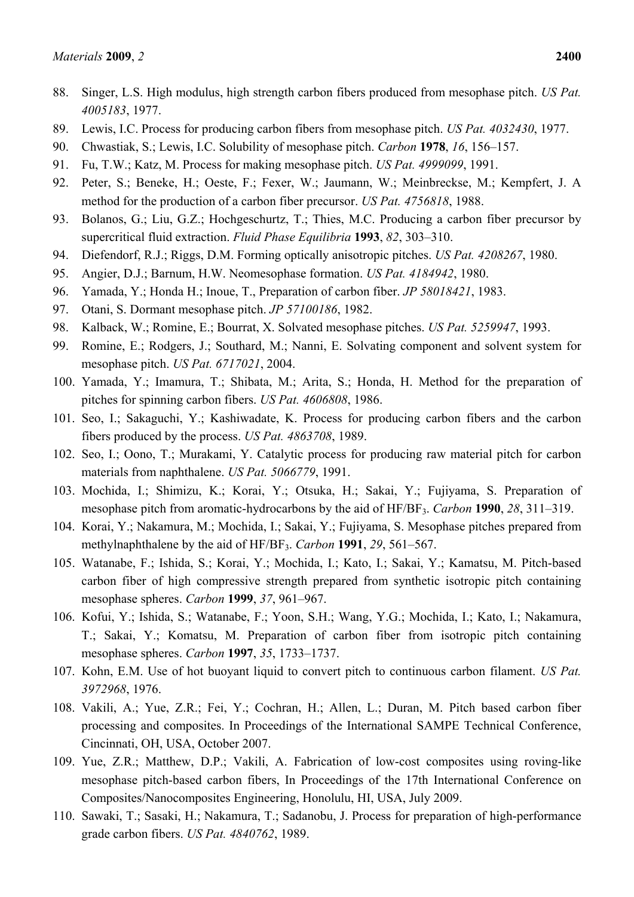88. Singer, L.S. High modulus, high strength carbon fibers produced from mesophase pitch. *US Pat. 4005183*, 1977.
89. Lewis, I.C. Process for producing carbon fibers from mesophase pitch. *US Pat. 4032430*, 1977.
90. Chwastiak, S.; Lewis, I.C. Solubility of mesophase pitch. *Carbon* **1978**, *16*, 156–157.
91. Fu, T.W.; Katz, M. Process for making mesophase pitch. *US Pat. 4999099*, 1991.
92. Peter, S.; Beneke, H.; Oeste, F.; Fexer, W.; Jaumann, W.; Meinbreckse, M.; Kempfert, J. A method for the production of a carbon fiber precursor. *US Pat. 4756818*, 1988.
93. Bolanos, G.; Liu, G.Z.; Hochgeschurtz, T.; Thies, M.C. Producing a carbon fiber precursor by supercritical fluid extraction. *Fluid Phase Equilibria* **1993**, *82*, 303–310.
94. Diefendorf, R.J.; Riggs, D.M. Forming optically anisotropic pitches. *US Pat. 4208267*, 1980.
95. Angier, D.J.; Barnum, H.W. Neomesophase formation. *US Pat. 4184942*, 1980.
96. Yamada, Y.; Honda H.; Inoue, T., Preparation of carbon fiber. *JP 58018421*, 1983.
97. Otani, S. Dormant mesophase pitch. *JP 57100186*, 1982.
98. Kalback, W.; Romine, E.; Bourrat, X. Solvated mesophase pitches. *US Pat. 5259947*, 1993.
99. Romine, E.; Rodgers, J.; Southard, M.; Nanni, E. Solvating component and solvent system for mesophase pitch. *US Pat. 6717021*, 2004.
100. Yamada, Y.; Imamura, T.; Shibata, M.; Arita, S.; Honda, H. Method for the preparation of pitches for spinning carbon fibers. *US Pat. 4606808*, 1986.
101. Seo, I.; Sakaguchi, Y.; Kashiwadate, K. Process for producing carbon fibers and the carbon fibers produced by the process. *US Pat. 4863708*, 1989.
102. Seo, I.; Oono, T.; Murakami, Y. Catalytic process for producing raw material pitch for carbon materials from naphthalene. *US Pat. 5066779*, 1991.
103. Mochida, I.; Shimizu, K.; Korai, Y.; Otsuka, H.; Sakai, Y.; Fujiyama, S. Preparation of mesophase pitch from aromatic-hydrocarbons by the aid of $HF/BF_3$. *Carbon* **1990**, *28*, 311–319.
104. Korai, Y.; Nakamura, M.; Mochida, I.; Sakai, Y.; Fujiyama, S. Mesophase pitches prepared from methylnaphthalene by the aid of $HF/BF_3$. *Carbon* **1991**, *29*, 561–567.
105. Watanabe, F.; Ishida, S.; Korai, Y.; Mochida, I.; Kato, I.; Sakai, Y.; Kamatsu, M. Pitch-based carbon fiber of high compressive strength prepared from synthetic isotropic pitch containing mesophase spheres. *Carbon* **1999**, *37*, 961–967.
106. Kofui, Y.; Ishida, S.; Watanabe, F.; Yoon, S.H.; Wang, Y.G.; Mochida, I.; Kato, I.; Nakamura, T.; Sakai, Y.; Komatsu, M. Preparation of carbon fiber from isotropic pitch containing mesophase spheres. *Carbon* **1997**, *35*, 1733–1737.
107. Kohn, E.M. Use of hot buoyant liquid to convert pitch to continuous carbon filament. *US Pat. 3972968*, 1976.
108. Vakili, A.; Yue, Z.R.; Fei, Y.; Cochran, H.; Allen, L.; Duran, M. Pitch based carbon fiber processing and composites. In Proceedings of the International SAMPE Technical Conference, Cincinnati, OH, USA, October 2007.
109. Yue, Z.R.; Matthew, D.P.; Vakili, A. Fabrication of low-cost composites using roving-like mesophase pitch-based carbon fibers, In Proceedings of the 17th International Conference on Composites/Nanocomposites Engineering, Honolulu, HI, USA, July 2009.
110. Sawaki, T.; Sasaki, H.; Nakamura, T.; Sadanobu, J. Process for preparation of high-performance grade carbon fibers. *US Pat. 4840762*, 1989.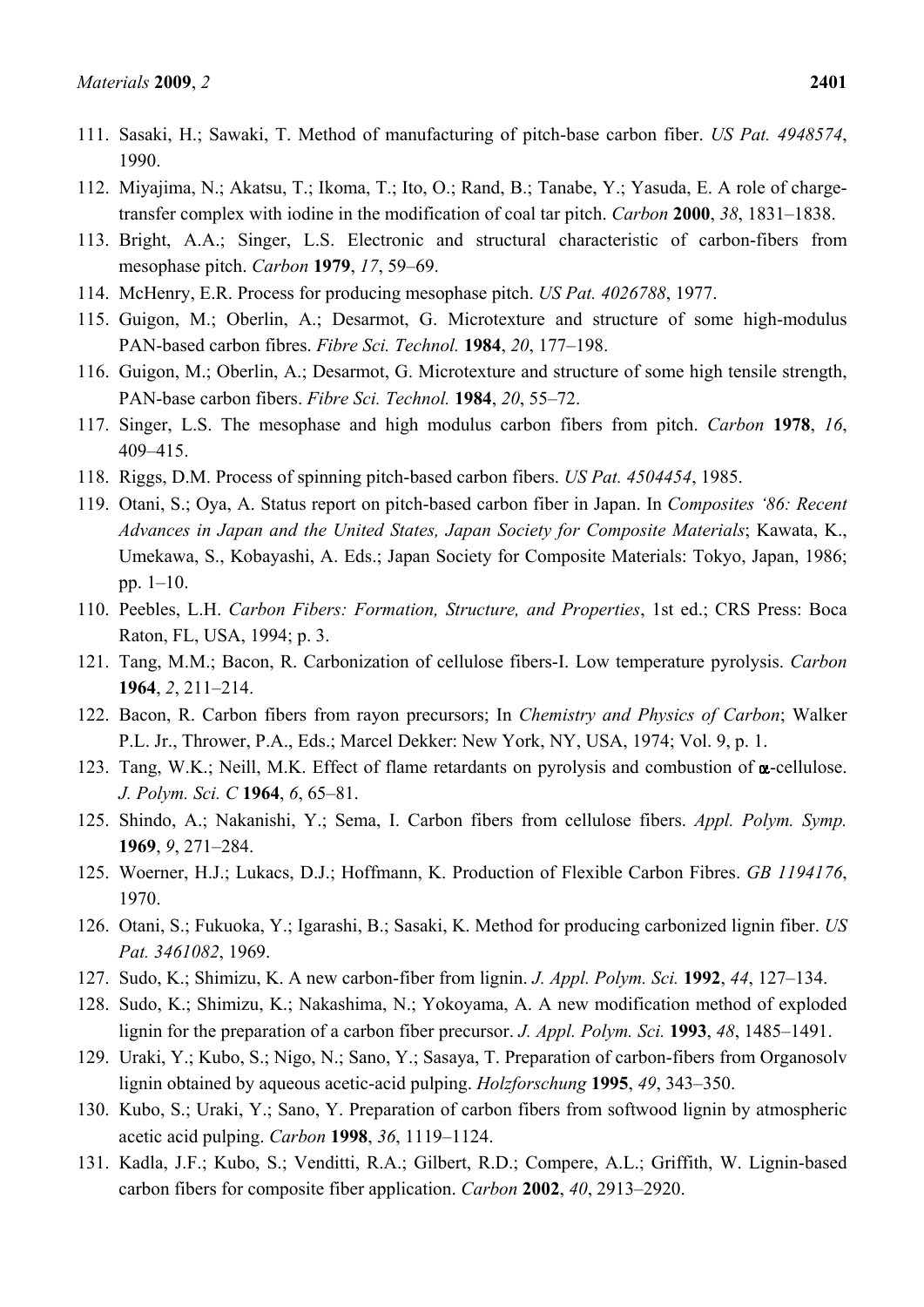111. Sasaki, H.; Sawaki, T. Method of manufacturing of pitch-base carbon fiber. *US Pat. 4948574*, 1990.
112. Miyajima, N.; Akatsu, T.; Ikoma, T.; Ito, O.; Rand, B.; Tanabe, Y.; Yasuda, E. A role of charge-transfer complex with iodine in the modification of coal tar pitch. *Carbon* **2000**, *38*, 1831–1838.
113. Bright, A.A.; Singer, L.S. Electronic and structural characteristic of carbon-fibers from mesophase pitch. *Carbon* **1979**, *17*, 59–69.
114. McHenry, E.R. Process for producing mesophase pitch. *US Pat. 4026788*, 1977.
115. Guigon, M.; Oberlin, A.; Desarmot, G. Microtexture and structure of some high-modulus PAN-based carbon fibres. *Fibre Sci. Technol.* **1984**, *20*, 177–198.
116. Guigon, M.; Oberlin, A.; Desarmot, G. Microtexture and structure of some high tensile strength, PAN-base carbon fibers. *Fibre Sci. Technol.* **1984**, *20*, 55–72.
117. Singer, L.S. The mesophase and high modulus carbon fibers from pitch. *Carbon* **1978**, *16*, 409–415.
118. Riggs, D.M. Process of spinning pitch-based carbon fibers. *US Pat. 4504454*, 1985.
119. Otani, S.; Oya, A. Status report on pitch-based carbon fiber in Japan. In *Composites '86: Recent Advances in Japan and the United States, Japan Society for Composite Materials*; Kawata, K., Umekawa, S., Kobayashi, A. Eds.; Japan Society for Composite Materials: Tokyo, Japan, 1986; pp. 1–10.
110. Peebles, L.H. *Carbon Fibers: Formation, Structure, and Properties*, 1st ed.; CRS Press: Boca Raton, FL, USA, 1994; p. 3.
121. Tang, M.M.; Bacon, R. Carbonization of cellulose fibers-I. Low temperature pyrolysis. *Carbon* **1964**, *2*, 211–214.
122. Bacon, R. Carbon fibers from rayon precursors; In *Chemistry and Physics of Carbon*; Walker P.L. Jr., Thrower, P.A., Eds.; Marcel Dekker: New York, NY, USA, 1974; Vol. 9, p. 1.
123. Tang, W.K.; Neill, M.K. Effect of flame retardants on pyrolysis and combustion of α-cellulose. *J. Polym. Sci. C* **1964**, *6*, 65–81.
125. Shindo, A.; Nakanishi, Y.; Sema, I. Carbon fibers from cellulose fibers. *Appl. Polym. Symp.* **1969**, *9*, 271–284.
125. Woerner, H.J.; Lukacs, D.J.; Hoffmann, K. Production of Flexible Carbon Fibres. *GB 1194176*, 1970.
126. Otani, S.; Fukuoka, Y.; Igarashi, B.; Sasaki, K. Method for producing carbonized lignin fiber. *US Pat. 3461082*, 1969.
127. Sudo, K.; Shimizu, K. A new carbon-fiber from lignin. *J. Appl. Polym. Sci.* **1992**, *44*, 127–134.
128. Sudo, K.; Shimizu, K.; Nakashima, N.; Yokoyama, A. A new modification method of exploded lignin for the preparation of a carbon fiber precursor. *J. Appl. Polym. Sci.* **1993**, *48*, 1485–1491.
129. Uraki, Y.; Kubo, S.; Nigo, N.; Sano, Y.; Sasaya, T. Preparation of carbon-fibers from Organosolv lignin obtained by aqueous acetic-acid pulping. *Holzforschung* **1995**, *49*, 343–350.
130. Kubo, S.; Uraki, Y.; Sano, Y. Preparation of carbon fibers from softwood lignin by atmospheric acetic acid pulping. *Carbon* **1998**, *36*, 1119–1124.
131. Kadla, J.F.; Kubo, S.; Venditti, R.A.; Gilbert, R.D.; Compere, A.L.; Griffith, W. Lignin-based carbon fibers for composite fiber application. *Carbon* **2002**, *40*, 2913–2920.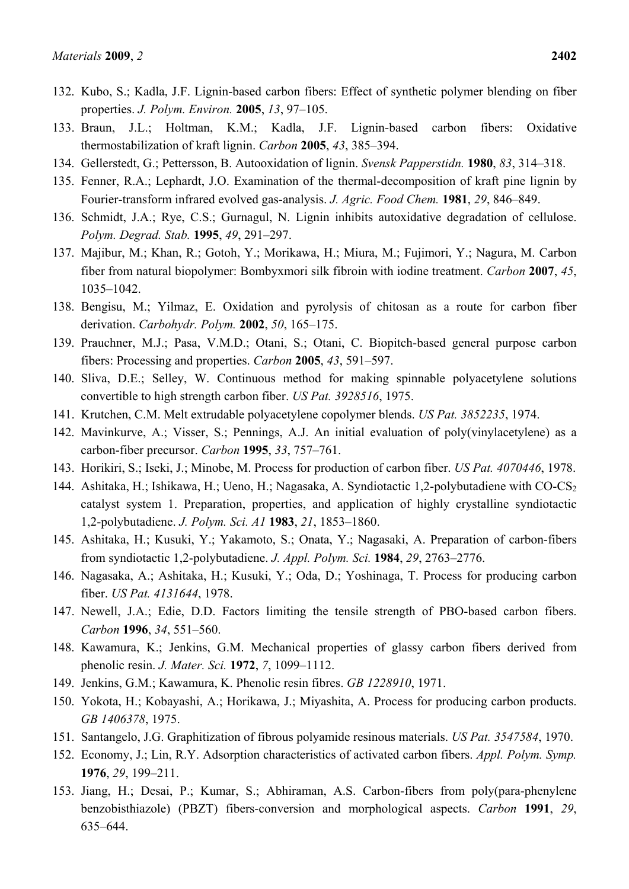132. Kubo, S.; Kadla, J.F. Lignin-based carbon fibers: Effect of synthetic polymer blending on fiber properties. *J. Polym. Environ.* **2005**, *13*, 97–105.
133. Braun, J.L.; Holtman, K.M.; Kadla, J.F. Lignin-based carbon fibers: Oxidative thermostabilization of kraft lignin. *Carbon* **2005**, *43*, 385–394.
134. Gellerstedt, G.; Pettersson, B. Autooxidation of lignin. *Svensk Papperstidn.* **1980**, *83*, 314–318.
135. Fenner, R.A.; Lephardt, J.O. Examination of the thermal-decomposition of kraft pine lignin by Fourier-transform infrared evolved gas-analysis. *J. Agric. Food Chem.* **1981**, *29*, 846–849.
136. Schmidt, J.A.; Rye, C.S.; Gurnagul, N. Lignin inhibits autoxidative degradation of cellulose. *Polym. Degrad. Stab.* **1995**, *49*, 291–297.
137. Majibur, M.; Khan, R.; Gotoh, Y.; Morikawa, H.; Miura, M.; Fujimori, Y.; Nagura, M. Carbon fiber from natural biopolymer: Bombyxmori silk fibroin with iodine treatment. *Carbon* **2007**, *45*, 1035–1042.
138. Bengisu, M.; Yilmaz, E. Oxidation and pyrolysis of chitosan as a route for carbon fiber derivation. *Carbohydr. Polym.* **2002**, *50*, 165–175.
139. Prauchner, M.J.; Pasa, V.M.D.; Otani, S.; Otani, C. Biopitch-based general purpose carbon fibers: Processing and properties. *Carbon* **2005**, *43*, 591–597.
140. Sliva, D.E.; Selley, W. Continuous method for making spinnable polyacetylene solutions convertible to high strength carbon fiber. *US Pat. 3928516*, 1975.
141. Krutchen, C.M. Melt extrudable polyacetylene copolymer blends. *US Pat. 3852235*, 1974.
142. Mavinkurve, A.; Visser, S.; Pennings, A.J. An initial evaluation of poly(vinylacetylene) as a carbon-fiber precursor. *Carbon* **1995**, *33*, 757–761.
143. Horikiri, S.; Iseki, J.; Minobe, M. Process for production of carbon fiber. *US Pat. 4070446*, 1978.
144. Ashitaka, H.; Ishikawa, H.; Ueno, H.; Nagasaka, A. Syndiotactic 1,2-polybutadiene with CO-$CS_2$ catalyst system 1. Preparation, properties, and application of highly crystalline syndiotactic 1,2-polybutadiene. *J. Polym. Sci. A1* **1983**, *21*, 1853–1860.
145. Ashitaka, H.; Kusuki, Y.; Yakamoto, S.; Onata, Y.; Nagasaki, A. Preparation of carbon-fibers from syndiotactic 1,2-polybutadiene. *J. Appl. Polym. Sci.* **1984**, *29*, 2763–2776.
146. Nagasaka, A.; Ashitaka, H.; Kusuki, Y.; Oda, D.; Yoshinaga, T. Process for producing carbon fiber. *US Pat. 4131644*, 1978.
147. Newell, J.A.; Edie, D.D. Factors limiting the tensile strength of PBO-based carbon fibers. *Carbon* **1996**, *34*, 551–560.
148. Kawamura, K.; Jenkins, G.M. Mechanical properties of glassy carbon fibers derived from phenolic resin. *J. Mater. Sci.* **1972**, *7*, 1099–1112.
149. Jenkins, G.M.; Kawamura, K. Phenolic resin fibres. *GB 1228910*, 1971.
150. Yokota, H.; Kobayashi, A.; Horikawa, J.; Miyashita, A. Process for producing carbon products. *GB 1406378*, 1975.
151. Santangelo, J.G. Graphitization of fibrous polyamide resinous materials. *US Pat. 3547584*, 1970.
152. Economy, J.; Lin, R.Y. Adsorption characteristics of activated carbon fibers. *Appl. Polym. Symp.* **1976**, *29*, 199–211.
153. Jiang, H.; Desai, P.; Kumar, S.; Abhiraman, A.S. Carbon-fibers from poly(para-phenylene benzobisthiazole) (PBZT) fibers-conversion and morphological aspects. *Carbon* **1991**, *29*, 635–644.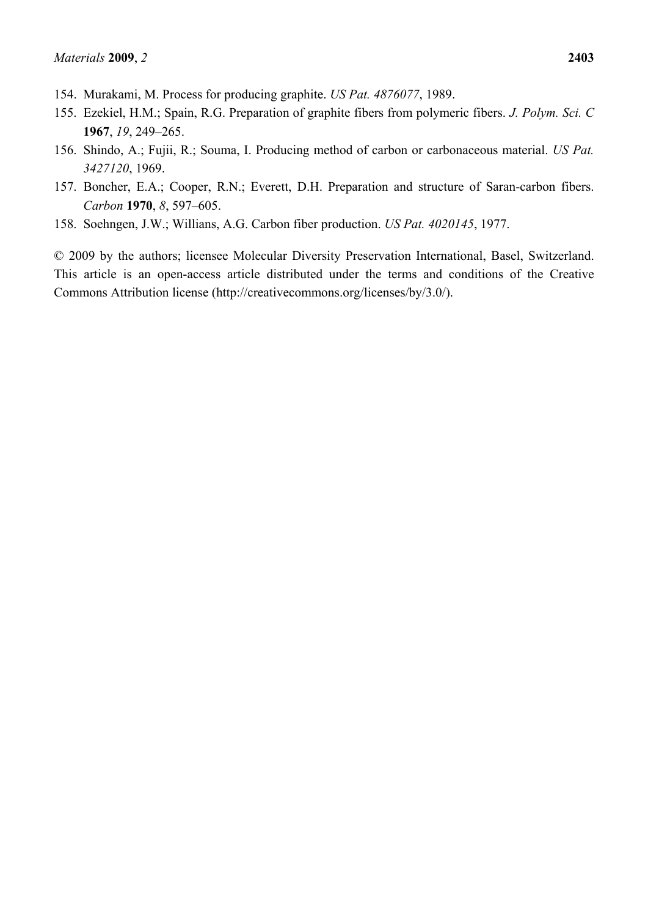154. Murakami, M. Process for producing graphite. *US Pat. 4876077*, 1989.
155. Ezekiel, H.M.; Spain, R.G. Preparation of graphite fibers from polymeric fibers. *J. Polym. Sci. C* **1967**, *19*, 249–265.
156. Shindo, A.; Fujii, R.; Souma, I. Producing method of carbon or carbonaceous material. *US Pat. 3427120*, 1969.
157. Boncher, E.A.; Cooper, R.N.; Everett, D.H. Preparation and structure of Saran-carbon fibers. *Carbon* **1970**, *8*, 597–605.
158. Soehngen, J.W.; Willians, A.G. Carbon fiber production. *US Pat. 4020145*, 1977.

© 2009 by the authors; licensee Molecular Diversity Preservation International, Basel, Switzerland. This article is an open-access article distributed under the terms and conditions of the Creative Commons Attribution license (http://creativecommons.org/licenses/by/3.0/).